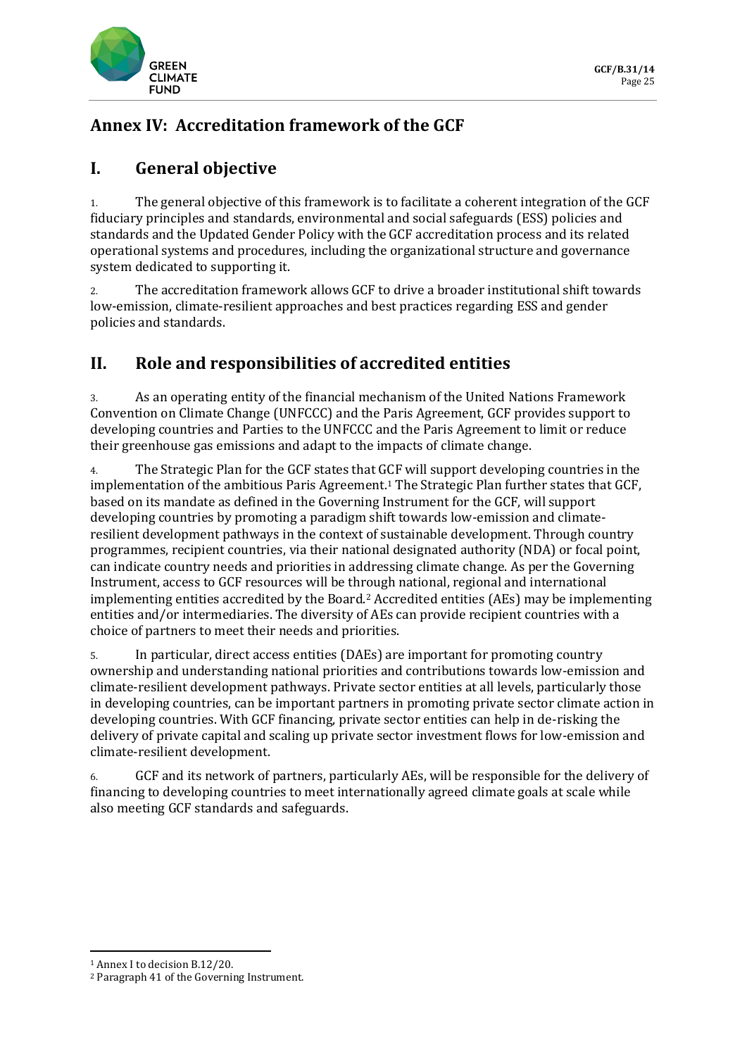# Annex IV: Accreditation framework of the GCF

## I. General objective

1. The general objective of this framework is to facilitate a coherent integration of the GCF fiduciary principles and standards, environmental and social safeguards (ESS) policies and standards and the Updated Gender Policy with the GCF accreditation process and its related operational systems and procedures, including the organizational structure and governance system dedicated to supporting it.

2. The accreditation framework allows GCF to drive a broader institutional shift towards low-emission, climate-resilient approaches and best practices regarding ESS and gender policies and standards.

## II. Role and responsibilities of accredited entities

3. As an operating entity of the financial mechanism of the United Nations Framework Convention on Climate Change (UNFCCC) and the Paris Agreement, GCF provides support to developing countries and Parties to the UNFCCC and the Paris Agreement to limit or reduce their greenhouse gas emissions and adapt to the impacts of climate change.

4. The Strategic Plan for the GCF states that GCF will support developing countries in the implementation of the ambitious Paris Agreement.[1] The Strategic Plan further states that GCF, based on its mandate as defined in the Governing Instrument for the GCF, will support developing countries by promoting a paradigm shift towards low-emission and climate-resilient development pathways in the context of sustainable development. Through country programmes, recipient countries, via their national designated authority (NDA) or focal point, can indicate country needs and priorities in addressing climate change. As per the Governing Instrument, access to GCF resources will be through national, regional and international implementing entities accredited by the Board.[2] Accredited entities (AEs) may be implementing entities and/or intermediaries. The diversity of AEs can provide recipient countries with a choice of partners to meet their needs and priorities.

5. In particular, direct access entities (DAEs) are important for promoting country ownership and understanding national priorities and contributions towards low-emission and climate-resilient development pathways. Private sector entities at all levels, particularly those in developing countries, can be important partners in promoting private sector climate action in developing countries. With GCF financing, private sector entities can help in de-risking the delivery of private capital and scaling up private sector investment flows for low-emission and climate-resilient development.

6. GCF and its network of partners, particularly AEs, will be responsible for the delivery of financing to developing countries to meet internationally agreed climate goals at scale while also meeting GCF standards and safeguards.

---

[1] Annex I to decision B.12/20.

[2] Paragraph 41 of the Governing Instrument.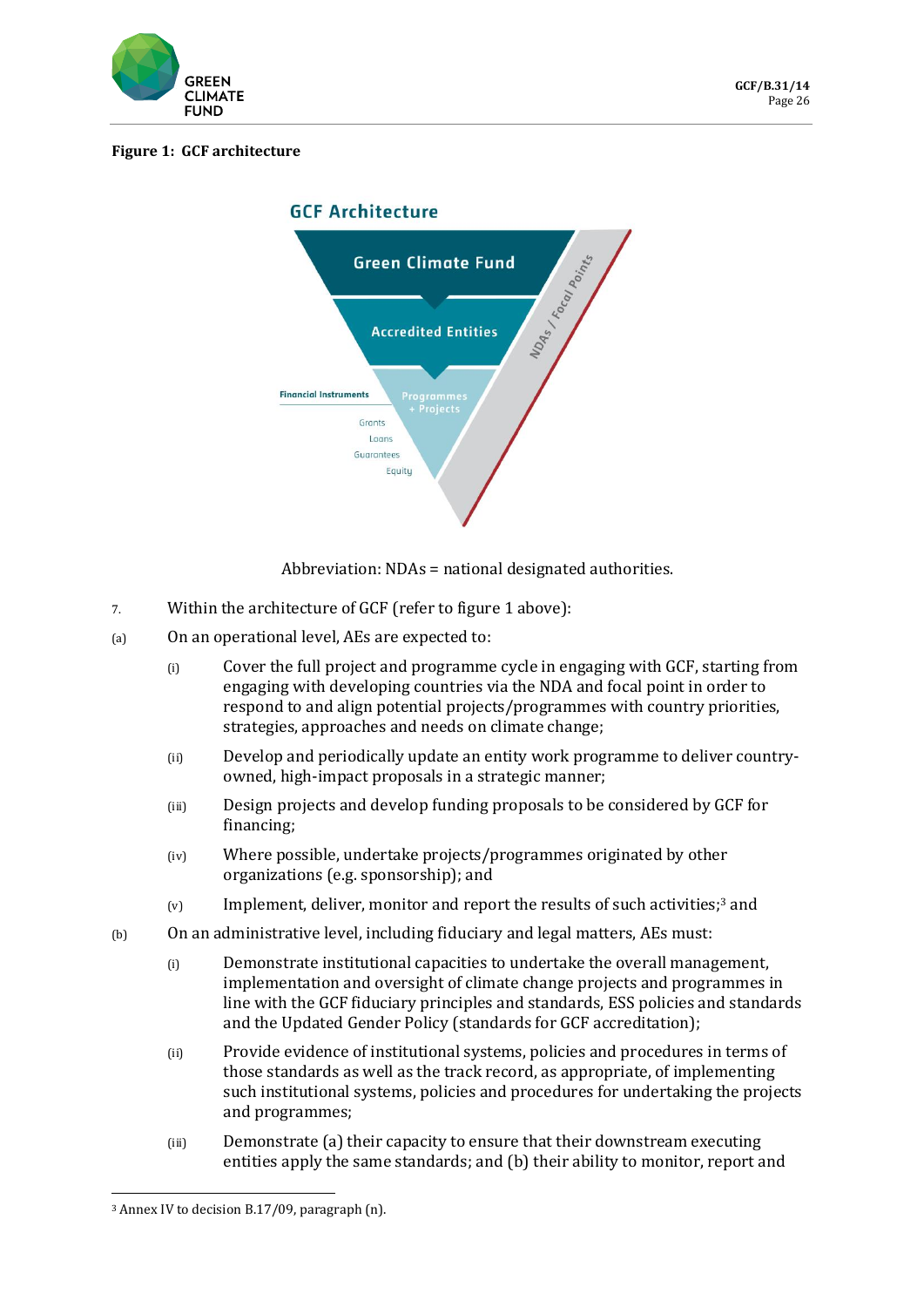**Figure 1: GCF architecture**

GCF Architecture

Green Climate Fund

Accredited Entities

Programmes + Projects

NDAs / Focal Points

Financial Instruments

Grants

Loans

Guarantees

Equity

Abbreviation: NDAs = national designated authorities.

7. Within the architecture of GCF (refer to figure 1 above):

(a) On an operational level, AEs are expected to:

(i) Cover the full project and programme cycle in engaging with GCF, starting from engaging with developing countries via the NDA and focal point in order to respond to and align potential projects/programmes with country priorities, strategies, approaches and needs on climate change;

(ii) Develop and periodically update an entity work programme to deliver country-owned, high-impact proposals in a strategic manner;

(iii) Design projects and develop funding proposals to be considered by GCF for financing;

(iv) Where possible, undertake projects/programmes originated by other organizations (e.g. sponsorship); and

(v) Implement, deliver, monitor and report the results of such activities;[3] and

(b) On an administrative level, including fiduciary and legal matters, AEs must:

(i) Demonstrate institutional capacities to undertake the overall management, implementation and oversight of climate change projects and programmes in line with the GCF fiduciary principles and standards, ESS policies and standards and the Updated Gender Policy (standards for GCF accreditation);

(ii) Provide evidence of institutional systems, policies and procedures in terms of those standards as well as the track record, as appropriate, of implementing such institutional systems, policies and procedures for undertaking the projects and programmes;

(iii) Demonstrate (a) their capacity to ensure that their downstream executing entities apply the same standards; and (b) their ability to monitor, report and

[3] Annex IV to decision B.17/09, paragraph (n).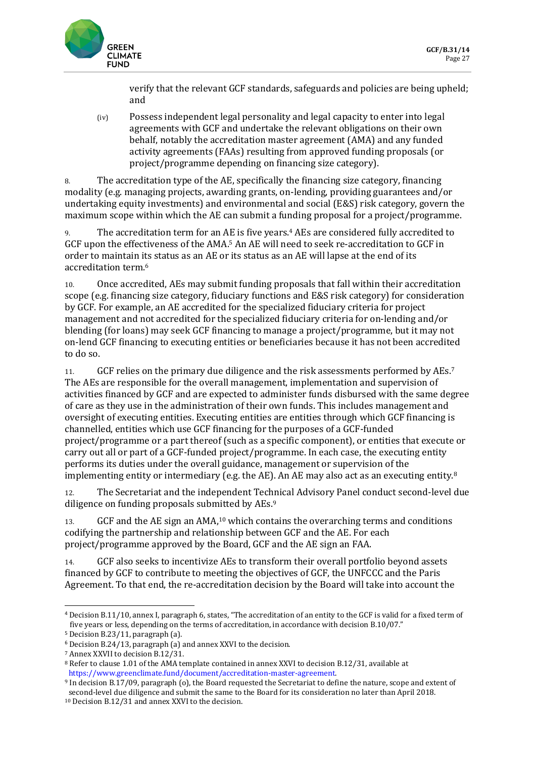verify that the relevant GCF standards, safeguards and policies are being upheld; and

(iv) Possess independent legal personality and legal capacity to enter into legal agreements with GCF and undertake the relevant obligations on their own behalf, notably the accreditation master agreement (AMA) and any funded activity agreements (FAAs) resulting from approved funding proposals (or project/programme depending on financing size category).

8. The accreditation type of the AE, specifically the financing size category, financing modality (e.g. managing projects, awarding grants, on-lending, providing guarantees and/or undertaking equity investments) and environmental and social (E&S) risk category, govern the maximum scope within which the AE can submit a funding proposal for a project/programme.

9. The accreditation term for an AE is five years.[4] AEs are considered fully accredited to GCF upon the effectiveness of the AMA.[5] An AE will need to seek re-accreditation to GCF in order to maintain its status as an AE or its status as an AE will lapse at the end of its accreditation term.[6]

10. Once accredited, AEs may submit funding proposals that fall within their accreditation scope (e.g. financing size category, fiduciary functions and E&S risk category) for consideration by GCF. For example, an AE accredited for the specialized fiduciary criteria for project management and not accredited for the specialized fiduciary criteria for on-lending and/or blending (for loans) may seek GCF financing to manage a project/programme, but it may not on-lend GCF financing to executing entities or beneficiaries because it has not been accredited to do so.

11. GCF relies on the primary due diligence and the risk assessments performed by AEs.[7] The AEs are responsible for the overall management, implementation and supervision of activities financed by GCF and are expected to administer funds disbursed with the same degree of care as they use in the administration of their own funds. This includes management and oversight of executing entities. Executing entities are entities through which GCF financing is channelled, entities which use GCF financing for the purposes of a GCF-funded project/programme or a part thereof (such as a specific component), or entities that execute or carry out all or part of a GCF-funded project/programme. In each case, the executing entity performs its duties under the overall guidance, management or supervision of the implementing entity or intermediary (e.g. the AE). An AE may also act as an executing entity.[8]

12. The Secretariat and the independent Technical Advisory Panel conduct second-level due diligence on funding proposals submitted by AEs.[9]

13. GCF and the AE sign an AMA,[10] which contains the overarching terms and conditions codifying the partnership and relationship between GCF and the AE. For each project/programme approved by the Board, GCF and the AE sign an FAA.

14. GCF also seeks to incentivize AEs to transform their overall portfolio beyond assets financed by GCF to contribute to meeting the objectives of GCF, the UNFCCC and the Paris Agreement. To that end, the re-accreditation decision by the Board will take into account the

[4] Decision B.11/10, annex I, paragraph 6, states, "The accreditation of an entity to the GCF is valid for a fixed term of five years or less, depending on the terms of accreditation, in accordance with decision B.10/07."

[5] Decision B.23/11, paragraph (a).

[6] Decision B.24/13, paragraph (a) and annex XXVI to the decision.

[7] Annex XXVII to decision B.12/31.

[8] Refer to clause 1.01 of the AMA template contained in annex XXVI to decision B.12/31, available at https://www.greenclimate.fund/document/accreditation-master-agreement.

[9] In decision B.17/09, paragraph (o), the Board requested the Secretariat to define the nature, scope and extent of second-level due diligence and submit the same to the Board for its consideration no later than April 2018.

[10] Decision B.12/31 and annex XXVI to the decision.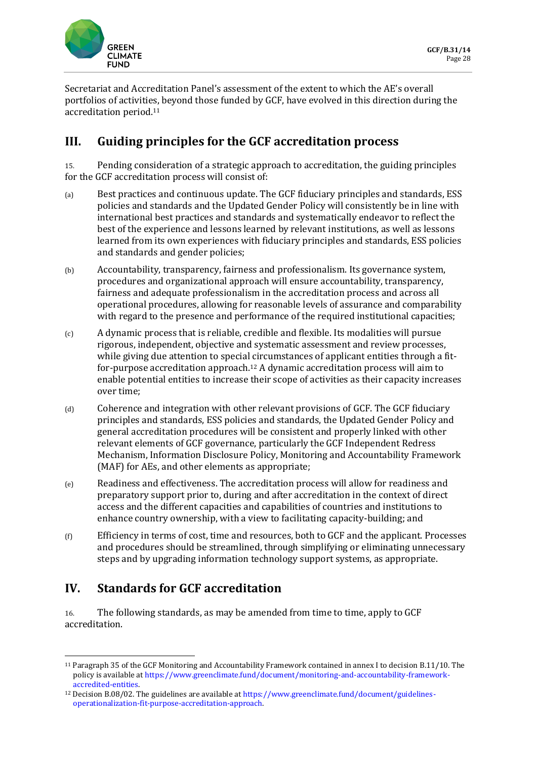Secretariat and Accreditation Panel's assessment of the extent to which the AE's overall portfolios of activities, beyond those funded by GCF, have evolved in this direction during the accreditation period.[11]

## III. Guiding principles for the GCF accreditation process

15. Pending consideration of a strategic approach to accreditation, the guiding principles for the GCF accreditation process will consist of:

(a) Best practices and continuous update. The GCF fiduciary principles and standards, ESS policies and standards and the Updated Gender Policy will consistently be in line with international best practices and standards and systematically endeavor to reflect the best of the experience and lessons learned by relevant institutions, as well as lessons learned from its own experiences with fiduciary principles and standards, ESS policies and standards and gender policies;

(b) Accountability, transparency, fairness and professionalism. Its governance system, procedures and organizational approach will ensure accountability, transparency, fairness and adequate professionalism in the accreditation process and across all operational procedures, allowing for reasonable levels of assurance and comparability with regard to the presence and performance of the required institutional capacities;

(c) A dynamic process that is reliable, credible and flexible. Its modalities will pursue rigorous, independent, objective and systematic assessment and review processes, while giving due attention to special circumstances of applicant entities through a fit-for-purpose accreditation approach.[12] A dynamic accreditation process will aim to enable potential entities to increase their scope of activities as their capacity increases over time;

(d) Coherence and integration with other relevant provisions of GCF. The GCF fiduciary principles and standards, ESS policies and standards, the Updated Gender Policy and general accreditation procedures will be consistent and properly linked with other relevant elements of GCF governance, particularly the GCF Independent Redress Mechanism, Information Disclosure Policy, Monitoring and Accountability Framework (MAF) for AEs, and other elements as appropriate;

(e) Readiness and effectiveness. The accreditation process will allow for readiness and preparatory support prior to, during and after accreditation in the context of direct access and the different capacities and capabilities of countries and institutions to enhance country ownership, with a view to facilitating capacity-building; and

(f) Efficiency in terms of cost, time and resources, both to GCF and the applicant. Processes and procedures should be streamlined, through simplifying or eliminating unnecessary steps and by upgrading information technology support systems, as appropriate.

## IV. Standards for GCF accreditation

16. The following standards, as may be amended from time to time, apply to GCF accreditation.

---

[11] Paragraph 35 of the GCF Monitoring and Accountability Framework contained in annex I to decision B.11/10. The policy is available at https://www.greenclimate.fund/document/monitoring-and-accountability-framework-accredited-entities.

[12] Decision B.08/02. The guidelines are available at https://www.greenclimate.fund/document/guidelines-operationalization-fit-purpose-accreditation-approach.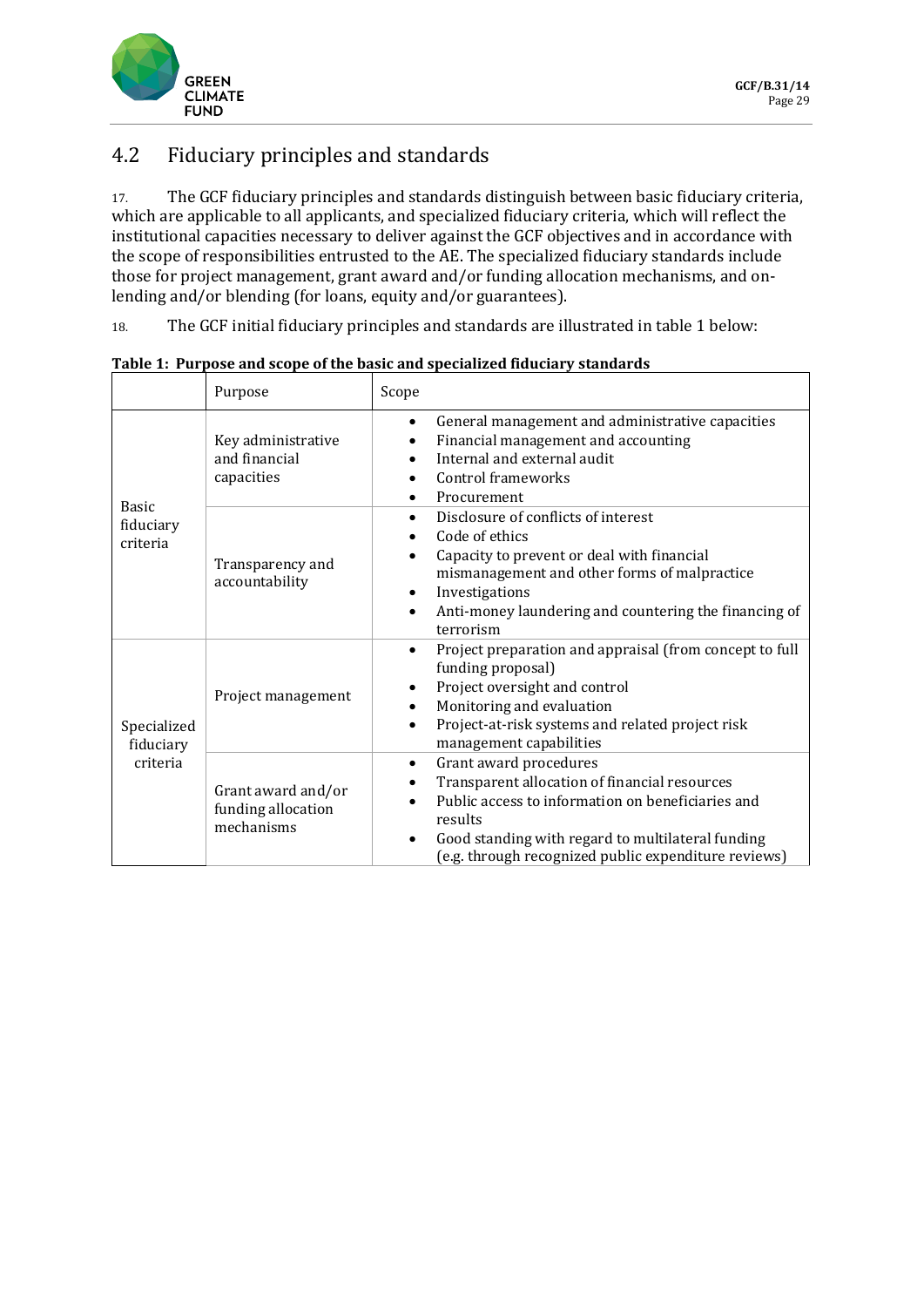## 4.2 Fiduciary principles and standards

17. The GCF fiduciary principles and standards distinguish between basic fiduciary criteria, which are applicable to all applicants, and specialized fiduciary criteria, which will reflect the institutional capacities necessary to deliver against the GCF objectives and in accordance with the scope of responsibilities entrusted to the AE. The specialized fiduciary standards include those for project management, grant award and/or funding allocation mechanisms, and on-lending and/or blending (for loans, equity and/or guarantees).

18. The GCF initial fiduciary principles and standards are illustrated in table 1 below:

**Table 1: Purpose and scope of the basic and specialized fiduciary standards**

| | Purpose | Scope |
|---|---|---|
| Basic fiduciary criteria | Key administrative and financial capacities | • General management and administrative capacities<br>• Financial management and accounting<br>• Internal and external audit<br>• Control frameworks<br>• Procurement |
| | Transparency and accountability | • Disclosure of conflicts of interest<br>• Code of ethics<br>• Capacity to prevent or deal with financial mismanagement and other forms of malpractice<br>• Investigations<br>• Anti-money laundering and countering the financing of terrorism |
| Specialized fiduciary criteria | Project management | • Project preparation and appraisal (from concept to full funding proposal)<br>• Project oversight and control<br>• Monitoring and evaluation<br>• Project-at-risk systems and related project risk management capabilities |
| | Grant award and/or funding allocation mechanisms | • Grant award procedures<br>• Transparent allocation of financial resources<br>• Public access to information on beneficiaries and results<br>• Good standing with regard to multilateral funding (e.g. through recognized public expenditure reviews) |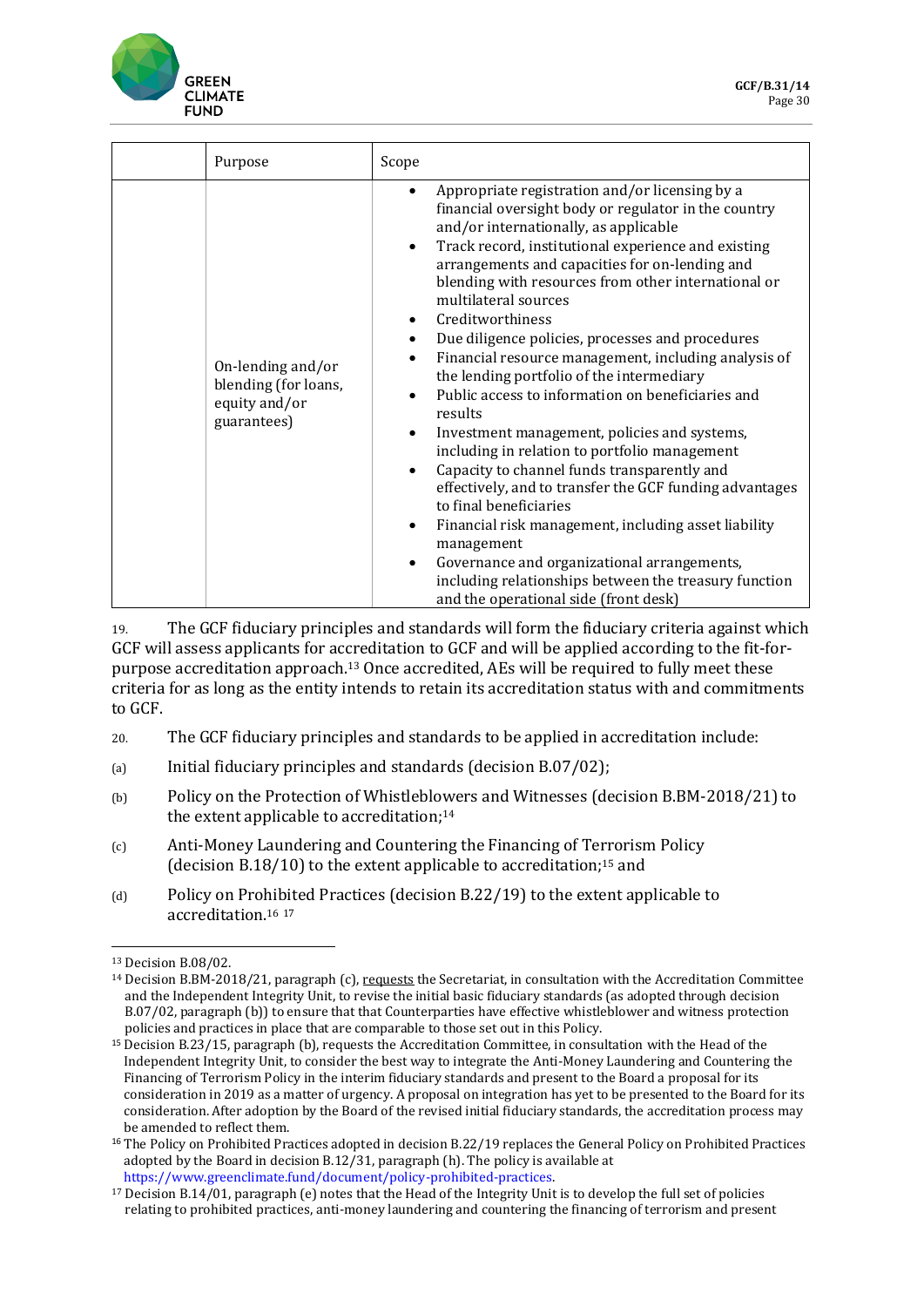| | Purpose | Scope |
|---|---|---|
| | On-lending and/or blending (for loans, equity and/or guarantees) | • Appropriate registration and/or licensing by a financial oversight body or regulator in the country and/or internationally, as applicable<br>• Track record, institutional experience and existing arrangements and capacities for on-lending and blending with resources from other international or multilateral sources<br>• Creditworthiness<br>• Due diligence policies, processes and procedures<br>• Financial resource management, including analysis of the lending portfolio of the intermediary<br>• Public access to information on beneficiaries and results<br>• Investment management, policies and systems, including in relation to portfolio management<br>• Capacity to channel funds transparently and effectively, and to transfer the GCF funding advantages to final beneficiaries<br>• Financial risk management, including asset liability management<br>• Governance and organizational arrangements, including relationships between the treasury function and the operational side (front desk) |

19. The GCF fiduciary principles and standards will form the fiduciary criteria against which GCF will assess applicants for accreditation to GCF and will be applied according to the fit-for-purpose accreditation approach.[13] Once accredited, AEs will be required to fully meet these criteria for as long as the entity intends to retain its accreditation status with and commitments to GCF.

20. The GCF fiduciary principles and standards to be applied in accreditation include:

(a) Initial fiduciary principles and standards (decision B.07/02);

(b) Policy on the Protection of Whistleblowers and Witnesses (decision B.BM-2018/21) to the extent applicable to accreditation;[14]

(c) Anti-Money Laundering and Countering the Financing of Terrorism Policy (decision B.18/10) to the extent applicable to accreditation;[15] and

(d) Policy on Prohibited Practices (decision B.22/19) to the extent applicable to accreditation.[16] [17]

---

[13] Decision B.08/02.

[14] Decision B.BM-2018/21, paragraph (c), requests the Secretariat, in consultation with the Accreditation Committee and the Independent Integrity Unit, to revise the initial basic fiduciary standards (as adopted through decision B.07/02, paragraph (b)) to ensure that that Counterparties have effective whistleblower and witness protection policies and practices in place that are comparable to those set out in this Policy.

[15] Decision B.23/15, paragraph (b), requests the Accreditation Committee, in consultation with the Head of the Independent Integrity Unit, to consider the best way to integrate the Anti-Money Laundering and Countering the Financing of Terrorism Policy in the interim fiduciary standards and present to the Board a proposal for its consideration in 2019 as a matter of urgency. A proposal on integration has yet to be presented to the Board for its consideration. After adoption by the Board of the revised initial fiduciary standards, the accreditation process may be amended to reflect them.

[16] The Policy on Prohibited Practices adopted in decision B.22/19 replaces the General Policy on Prohibited Practices adopted by the Board in decision B.12/31, paragraph (h). The policy is available at https://www.greenclimate.fund/document/policy-prohibited-practices.

[17] Decision B.14/01, paragraph (e) notes that the Head of the Integrity Unit is to develop the full set of policies relating to prohibited practices, anti-money laundering and countering the financing of terrorism and present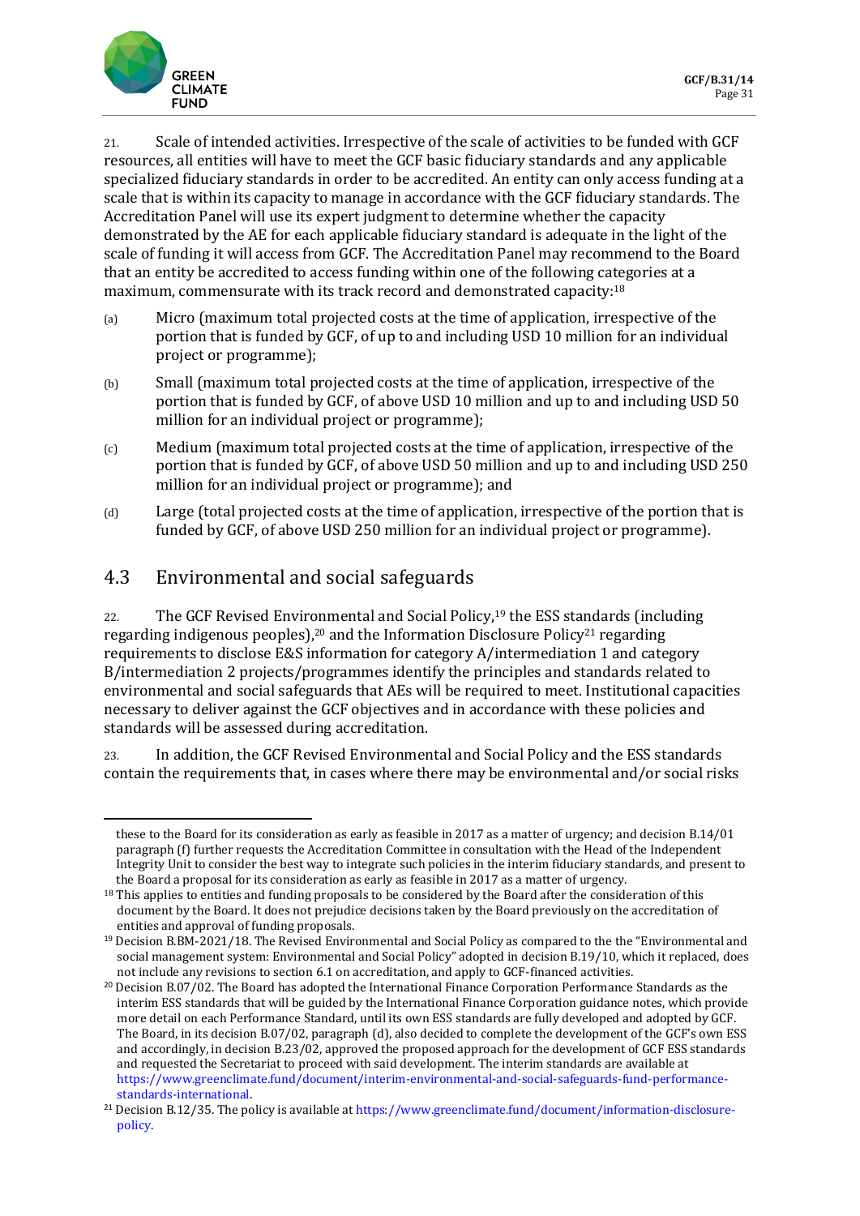21. Scale of intended activities. Irrespective of the scale of activities to be funded with GCF resources, all entities will have to meet the GCF basic fiduciary standards and any applicable specialized fiduciary standards in order to be accredited. An entity can only access funding at a scale that is within its capacity to manage in accordance with the GCF fiduciary standards. The Accreditation Panel will use its expert judgment to determine whether the capacity demonstrated by the AE for each applicable fiduciary standard is adequate in the light of the scale of funding it will access from GCF. The Accreditation Panel may recommend to the Board that an entity be accredited to access funding within one of the following categories at a maximum, commensurate with its track record and demonstrated capacity:[18]

(a) Micro (maximum total projected costs at the time of application, irrespective of the portion that is funded by GCF, of up to and including USD 10 million for an individual project or programme);

(b) Small (maximum total projected costs at the time of application, irrespective of the portion that is funded by GCF, of above USD 10 million and up to and including USD 50 million for an individual project or programme);

(c) Medium (maximum total projected costs at the time of application, irrespective of the portion that is funded by GCF, of above USD 50 million and up to and including USD 250 million for an individual project or programme); and

(d) Large (total projected costs at the time of application, irrespective of the portion that is funded by GCF, of above USD 250 million for an individual project or programme).

## 4.3 Environmental and social safeguards

22. The GCF Revised Environmental and Social Policy,[19] the ESS standards (including regarding indigenous peoples),[20] and the Information Disclosure Policy[21] regarding requirements to disclose E&S information for category A/intermediation 1 and category B/intermediation 2 projects/programmes identify the principles and standards related to environmental and social safeguards that AEs will be required to meet. Institutional capacities necessary to deliver against the GCF objectives and in accordance with these policies and standards will be assessed during accreditation.

23. In addition, the GCF Revised Environmental and Social Policy and the ESS standards contain the requirements that, in cases where there may be environmental and/or social risks

---

these to the Board for its consideration as early as feasible in 2017 as a matter of urgency; and decision B.14/01 paragraph (f) further requests the Accreditation Committee in consultation with the Head of the Independent Integrity Unit to consider the best way to integrate such policies in the interim fiduciary standards, and present to the Board a proposal for its consideration as early as feasible in 2017 as a matter of urgency.

[18] This applies to entities and funding proposals to be considered by the Board after the consideration of this document by the Board. It does not prejudice decisions taken by the Board previously on the accreditation of entities and approval of funding proposals.

[19] Decision B.BM-2021/18. The Revised Environmental and Social Policy as compared to the the "Environmental and social management system: Environmental and Social Policy" adopted in decision B.19/10, which it replaced, does not include any revisions to section 6.1 on accreditation, and apply to GCF-financed activities.

[20] Decision B.07/02. The Board has adopted the International Finance Corporation Performance Standards as the interim ESS standards that will be guided by the International Finance Corporation guidance notes, which provide more detail on each Performance Standard, until its own ESS standards are fully developed and adopted by GCF. The Board, in its decision B.07/02, paragraph (d), also decided to complete the development of the GCF's own ESS and accordingly, in decision B.23/02, approved the proposed approach for the development of GCF ESS standards and requested the Secretariat to proceed with said development. The interim standards are available at https://www.greenclimate.fund/document/interim-environmental-and-social-safeguards-fund-performance-standards-international.

[21] Decision B.12/35. The policy is available at https://www.greenclimate.fund/document/information-disclosure-policy.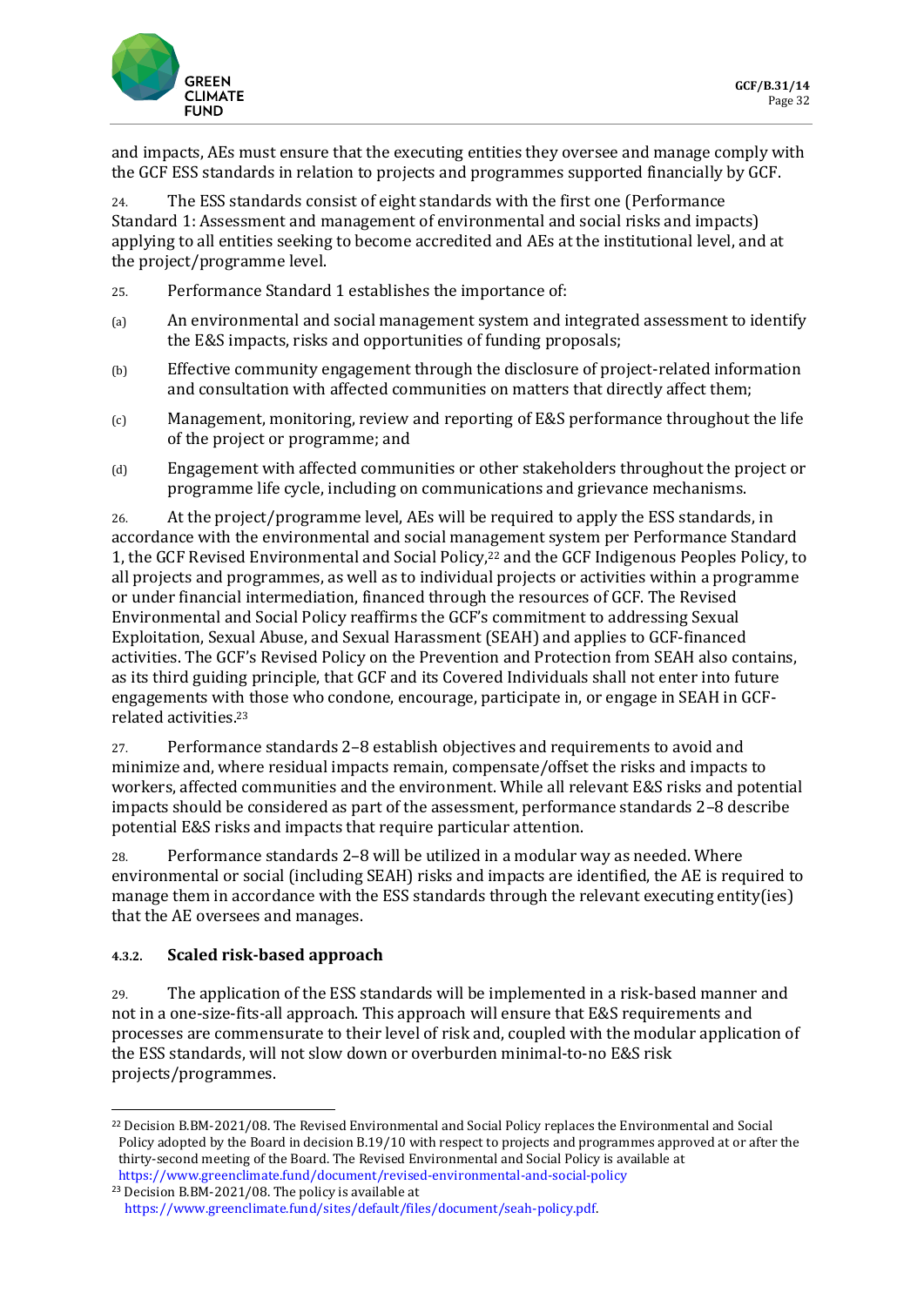and impacts, AEs must ensure that the executing entities they oversee and manage comply with the GCF ESS standards in relation to projects and programmes supported financially by GCF.

24. The ESS standards consist of eight standards with the first one (Performance Standard 1: Assessment and management of environmental and social risks and impacts) applying to all entities seeking to become accredited and AEs at the institutional level, and at the project/programme level.

25. Performance Standard 1 establishes the importance of:

(a) An environmental and social management system and integrated assessment to identify the E&S impacts, risks and opportunities of funding proposals;

(b) Effective community engagement through the disclosure of project-related information and consultation with affected communities on matters that directly affect them;

(c) Management, monitoring, review and reporting of E&S performance throughout the life of the project or programme; and

(d) Engagement with affected communities or other stakeholders throughout the project or programme life cycle, including on communications and grievance mechanisms.

26. At the project/programme level, AEs will be required to apply the ESS standards, in accordance with the environmental and social management system per Performance Standard 1, the GCF Revised Environmental and Social Policy,[22] and the GCF Indigenous Peoples Policy, to all projects and programmes, as well as to individual projects or activities within a programme or under financial intermediation, financed through the resources of GCF. The Revised Environmental and Social Policy reaffirms the GCF's commitment to addressing Sexual Exploitation, Sexual Abuse, and Sexual Harassment (SEAH) and applies to GCF-financed activities. The GCF's Revised Policy on the Prevention and Protection from SEAH also contains, as its third guiding principle, that GCF and its Covered Individuals shall not enter into future engagements with those who condone, encourage, participate in, or engage in SEAH in GCF-related activities.[23]

27. Performance standards 2–8 establish objectives and requirements to avoid and minimize and, where residual impacts remain, compensate/offset the risks and impacts to workers, affected communities and the environment. While all relevant E&S risks and potential impacts should be considered as part of the assessment, performance standards 2–8 describe potential E&S risks and impacts that require particular attention.

28. Performance standards 2–8 will be utilized in a modular way as needed. Where environmental or social (including SEAH) risks and impacts are identified, the AE is required to manage them in accordance with the ESS standards through the relevant executing entity(ies) that the AE oversees and manages.

#### 4.3.2. Scaled risk-based approach

29. The application of the ESS standards will be implemented in a risk-based manner and not in a one-size-fits-all approach. This approach will ensure that E&S requirements and processes are commensurate to their level of risk and, coupled with the modular application of the ESS standards, will not slow down or overburden minimal-to-no E&S risk projects/programmes.

---

[22] Decision B.BM-2021/08. The Revised Environmental and Social Policy replaces the Environmental and Social Policy adopted by the Board in decision B.19/10 with respect to projects and programmes approved at or after the thirty-second meeting of the Board. The Revised Environmental and Social Policy is available at https://www.greenclimate.fund/document/revised-environmental-and-social-policy

[23] Decision B.BM-2021/08. The policy is available at https://www.greenclimate.fund/sites/default/files/document/seah-policy.pdf.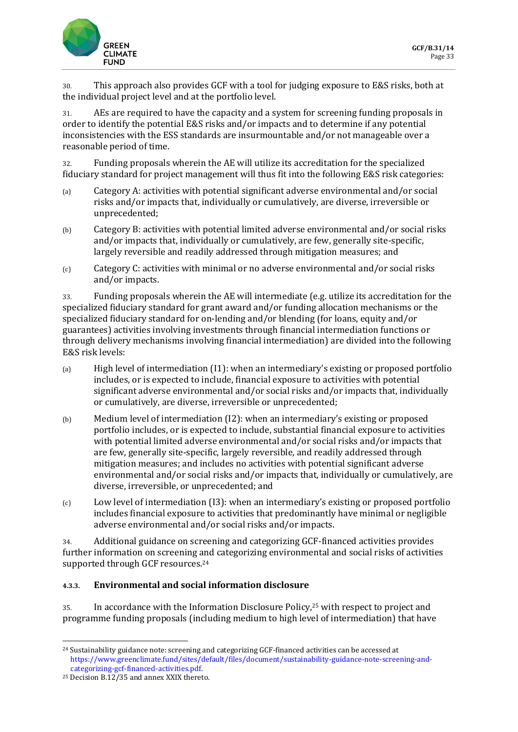30. This approach also provides GCF with a tool for judging exposure to E&S risks, both at the individual project level and at the portfolio level.

31. AEs are required to have the capacity and a system for screening funding proposals in order to identify the potential E&S risks and/or impacts and to determine if any potential inconsistencies with the ESS standards are insurmountable and/or not manageable over a reasonable period of time.

32. Funding proposals wherein the AE will utilize its accreditation for the specialized fiduciary standard for project management will thus fit into the following E&S risk categories:

(a) Category A: activities with potential significant adverse environmental and/or social risks and/or impacts that, individually or cumulatively, are diverse, irreversible or unprecedented;

(b) Category B: activities with potential limited adverse environmental and/or social risks and/or impacts that, individually or cumulatively, are few, generally site-specific, largely reversible and readily addressed through mitigation measures; and

(c) Category C: activities with minimal or no adverse environmental and/or social risks and/or impacts.

33. Funding proposals wherein the AE will intermediate (e.g. utilize its accreditation for the specialized fiduciary standard for grant award and/or funding allocation mechanisms or the specialized fiduciary standard for on-lending and/or blending (for loans, equity and/or guarantees) activities involving investments through financial intermediation functions or through delivery mechanisms involving financial intermediation) are divided into the following E&S risk levels:

(a) High level of intermediation (I1): when an intermediary's existing or proposed portfolio includes, or is expected to include, financial exposure to activities with potential significant adverse environmental and/or social risks and/or impacts that, individually or cumulatively, are diverse, irreversible or unprecedented;

(b) Medium level of intermediation (I2): when an intermediary's existing or proposed portfolio includes, or is expected to include, substantial financial exposure to activities with potential limited adverse environmental and/or social risks and/or impacts that are few, generally site-specific, largely reversible, and readily addressed through mitigation measures; and includes no activities with potential significant adverse environmental and/or social risks and/or impacts that, individually or cumulatively, are diverse, irreversible, or unprecedented; and

(c) Low level of intermediation (I3): when an intermediary's existing or proposed portfolio includes financial exposure to activities that predominantly have minimal or negligible adverse environmental and/or social risks and/or impacts.

34. Additional guidance on screening and categorizing GCF-financed activities provides further information on screening and categorizing environmental and social risks of activities supported through GCF resources.[24]

### 4.3.3. Environmental and social information disclosure

35. In accordance with the Information Disclosure Policy,[25] with respect to project and programme funding proposals (including medium to high level of intermediation) that have

---

[24] Sustainability guidance note: screening and categorizing GCF-financed activities can be accessed at https://www.greenclimate.fund/sites/default/files/document/sustainability-guidance-note-screening-and-categorizing-gcf-financed-activities.pdf.

[25] Decision B.12/35 and annex XXIX thereto.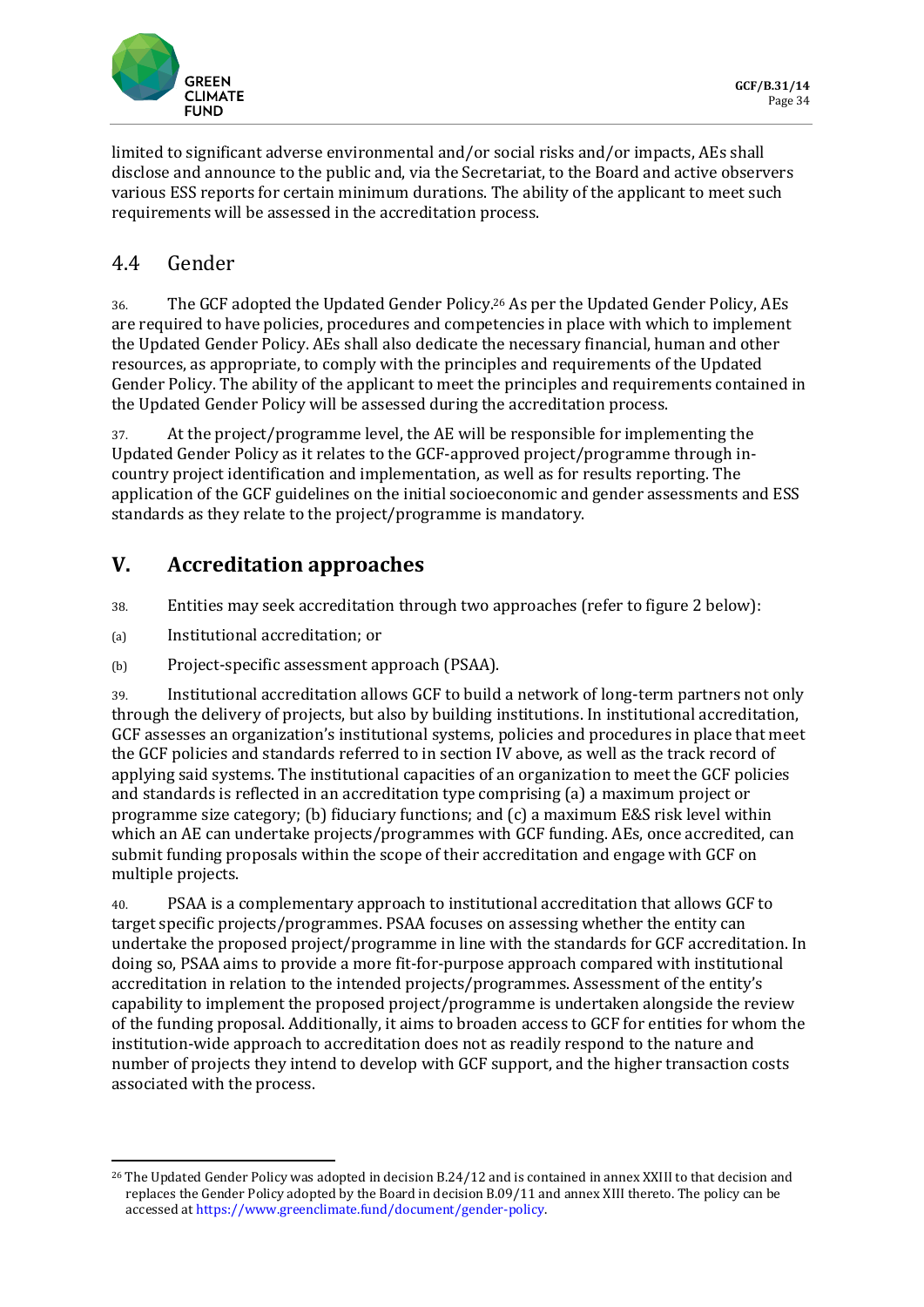limited to significant adverse environmental and/or social risks and/or impacts, AEs shall disclose and announce to the public and, via the Secretariat, to the Board and active observers various ESS reports for certain minimum durations. The ability of the applicant to meet such requirements will be assessed in the accreditation process.

## 4.4 Gender

36. The GCF adopted the Updated Gender Policy.[26] As per the Updated Gender Policy, AEs are required to have policies, procedures and competencies in place with which to implement the Updated Gender Policy. AEs shall also dedicate the necessary financial, human and other resources, as appropriate, to comply with the principles and requirements of the Updated Gender Policy. The ability of the applicant to meet the principles and requirements contained in the Updated Gender Policy will be assessed during the accreditation process.

37. At the project/programme level, the AE will be responsible for implementing the Updated Gender Policy as it relates to the GCF-approved project/programme through in-country project identification and implementation, as well as for results reporting. The application of the GCF guidelines on the initial socioeconomic and gender assessments and ESS standards as they relate to the project/programme is mandatory.

# V. Accreditation approaches

38. Entities may seek accreditation through two approaches (refer to figure 2 below):

(a) Institutional accreditation; or

(b) Project-specific assessment approach (PSAA).

39. Institutional accreditation allows GCF to build a network of long-term partners not only through the delivery of projects, but also by building institutions. In institutional accreditation, GCF assesses an organization's institutional systems, policies and procedures in place that meet the GCF policies and standards referred to in section IV above, as well as the track record of applying said systems. The institutional capacities of an organization to meet the GCF policies and standards is reflected in an accreditation type comprising (a) a maximum project or programme size category; (b) fiduciary functions; and (c) a maximum E&S risk level within which an AE can undertake projects/programmes with GCF funding. AEs, once accredited, can submit funding proposals within the scope of their accreditation and engage with GCF on multiple projects.

40. PSAA is a complementary approach to institutional accreditation that allows GCF to target specific projects/programmes. PSAA focuses on assessing whether the entity can undertake the proposed project/programme in line with the standards for GCF accreditation. In doing so, PSAA aims to provide a more fit-for-purpose approach compared with institutional accreditation in relation to the intended projects/programmes. Assessment of the entity's capability to implement the proposed project/programme is undertaken alongside the review of the funding proposal. Additionally, it aims to broaden access to GCF for entities for whom the institution-wide approach to accreditation does not as readily respond to the nature and number of projects they intend to develop with GCF support, and the higher transaction costs associated with the process.

---

[26] The Updated Gender Policy was adopted in decision B.24/12 and is contained in annex XXIII to that decision and replaces the Gender Policy adopted by the Board in decision B.09/11 and annex XIII thereto. The policy can be accessed at https://www.greenclimate.fund/document/gender-policy.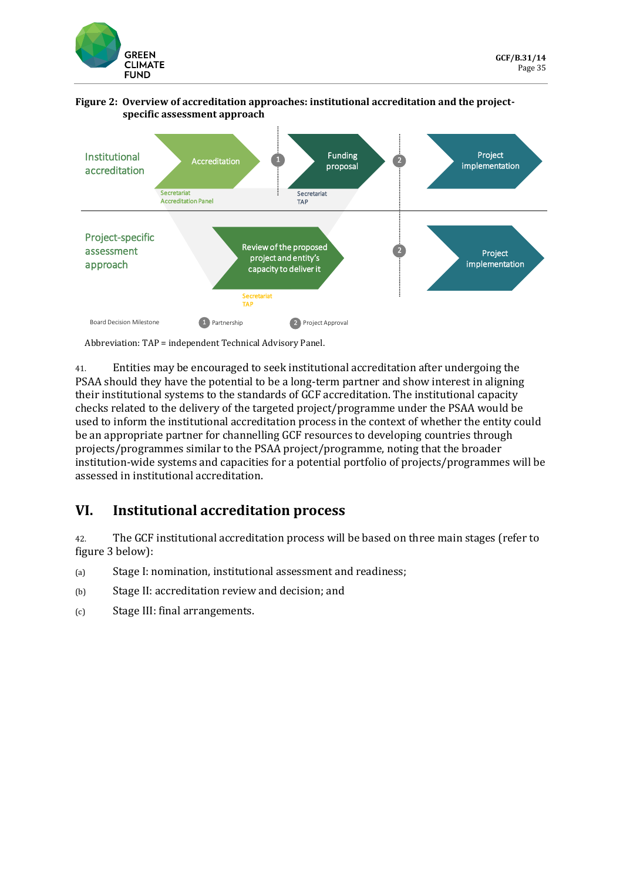**Figure 2: Overview of accreditation approaches: institutional accreditation and the project-specific assessment approach**

Institutional accreditation

Accreditation — Secretariat, Accreditation Panel

1

Funding proposal — Secretariat, TAP

2

Project implementation

Project-specific assessment approach

Review of the proposed project and entity's capacity to deliver it — Secretariat, TAP

2

Project implementation

Board Decision Milestone: 1 Partnership; 2 Project Approval

Abbreviation: TAP = independent Technical Advisory Panel.

41. Entities may be encouraged to seek institutional accreditation after undergoing the PSAA should they have the potential to be a long-term partner and show interest in aligning their institutional systems to the standards of GCF accreditation. The institutional capacity checks related to the delivery of the targeted project/programme under the PSAA would be used to inform the institutional accreditation process in the context of whether the entity could be an appropriate partner for channelling GCF resources to developing countries through projects/programmes similar to the PSAA project/programme, noting that the broader institution-wide systems and capacities for a potential portfolio of projects/programmes will be assessed in institutional accreditation.

## VI. Institutional accreditation process

42. The GCF institutional accreditation process will be based on three main stages (refer to figure 3 below):

(a) Stage I: nomination, institutional assessment and readiness;

(b) Stage II: accreditation review and decision; and

(c) Stage III: final arrangements.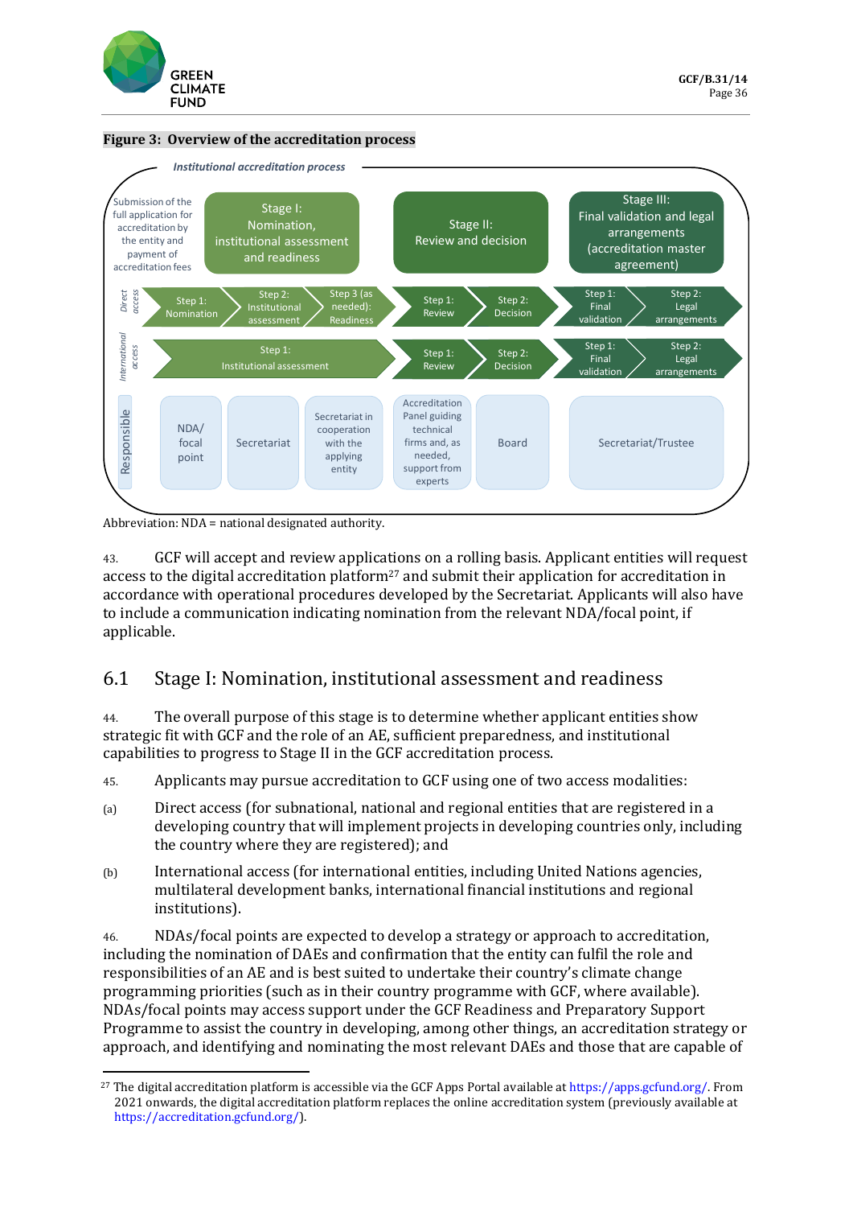**Figure 3: Overview of the accreditation process**

*Institutional accreditation process*

Submission of the full application for accreditation by the entity and payment of accreditation fees

| | Stage I: Nomination, institutional assessment and readiness | | | Stage II: Review and decision | | Stage III: Final validation and legal arrangements (accreditation master agreement) | |
|---|---|---|---|---|---|---|---|
| *Direct access* | Step 1: Nomination | Step 2: Institutional assessment | Step 3 (as needed): Readiness | Step 1: Review | Step 2: Decision | Step 1: Final validation | Step 2: Legal arrangements |
| *International access* | Step 1: Institutional assessment | | | Step 1: Review | Step 2: Decision | Step 1: Final validation | Step 2: Legal arrangements |
| Responsible | NDA/ focal point | Secretariat | Secretariat in cooperation with the applying entity | Accreditation Panel guiding technical firms and, as needed, support from experts | Board | Secretariat/Trustee | |

Abbreviation: NDA = national designated authority.

43. GCF will accept and review applications on a rolling basis. Applicant entities will request access to the digital accreditation platform[27] and submit their application for accreditation in accordance with operational procedures developed by the Secretariat. Applicants will also have to include a communication indicating nomination from the relevant NDA/focal point, if applicable.

## 6.1 Stage I: Nomination, institutional assessment and readiness

44. The overall purpose of this stage is to determine whether applicant entities show strategic fit with GCF and the role of an AE, sufficient preparedness, and institutional capabilities to progress to Stage II in the GCF accreditation process.

45. Applicants may pursue accreditation to GCF using one of two access modalities:

(a) Direct access (for subnational, national and regional entities that are registered in a developing country that will implement projects in developing countries only, including the country where they are registered); and

(b) International access (for international entities, including United Nations agencies, multilateral development banks, international financial institutions and regional institutions).

46. NDAs/focal points are expected to develop a strategy or approach to accreditation, including the nomination of DAEs and confirmation that the entity can fulfil the role and responsibilities of an AE and is best suited to undertake their country's climate change programming priorities (such as in their country programme with GCF, where available). NDAs/focal points may access support under the GCF Readiness and Preparatory Support Programme to assist the country in developing, among other things, an accreditation strategy or approach, and identifying and nominating the most relevant DAEs and those that are capable of

[27] The digital accreditation platform is accessible via the GCF Apps Portal available at https://apps.gcfund.org/. From 2021 onwards, the digital accreditation platform replaces the online accreditation system (previously available at https://accreditation.gcfund.org/).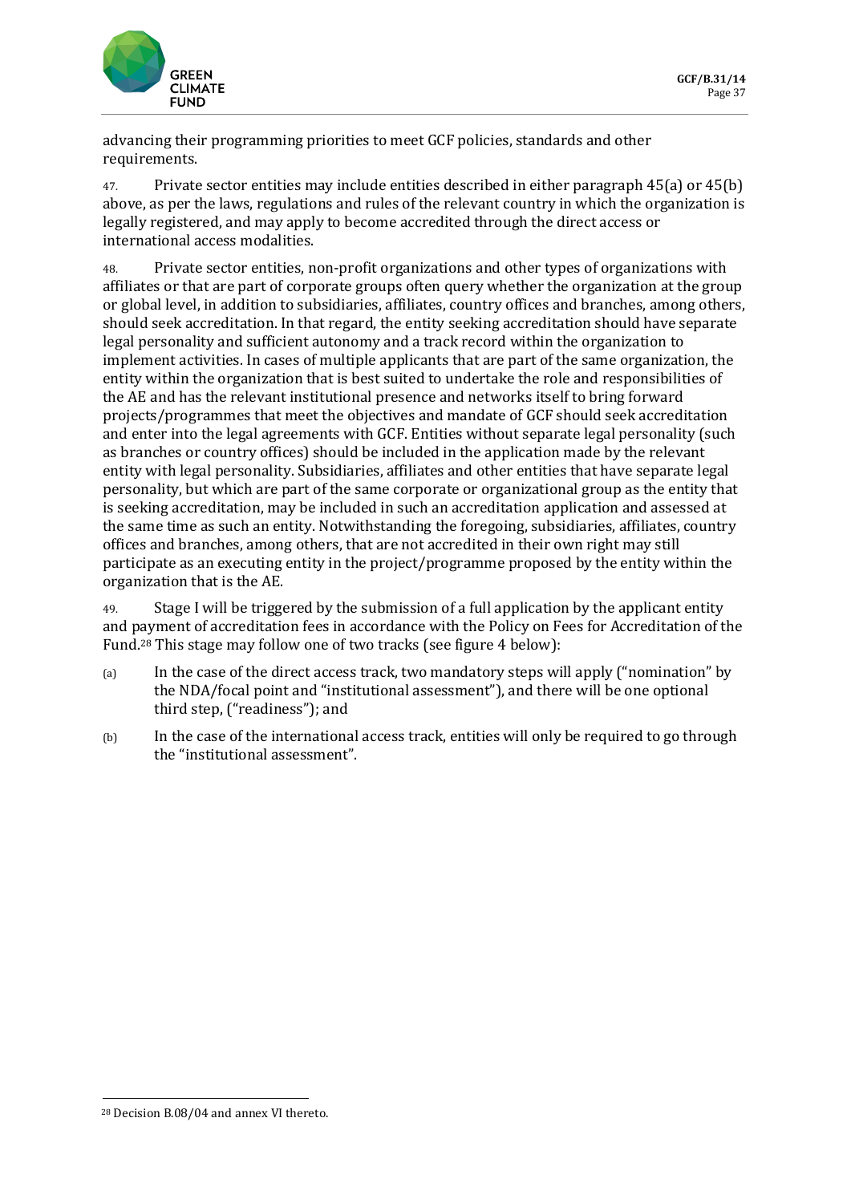advancing their programming priorities to meet GCF policies, standards and other requirements.

47. Private sector entities may include entities described in either paragraph 45(a) or 45(b) above, as per the laws, regulations and rules of the relevant country in which the organization is legally registered, and may apply to become accredited through the direct access or international access modalities.

48. Private sector entities, non-profit organizations and other types of organizations with affiliates or that are part of corporate groups often query whether the organization at the group or global level, in addition to subsidiaries, affiliates, country offices and branches, among others, should seek accreditation. In that regard, the entity seeking accreditation should have separate legal personality and sufficient autonomy and a track record within the organization to implement activities. In cases of multiple applicants that are part of the same organization, the entity within the organization that is best suited to undertake the role and responsibilities of the AE and has the relevant institutional presence and networks itself to bring forward projects/programmes that meet the objectives and mandate of GCF should seek accreditation and enter into the legal agreements with GCF. Entities without separate legal personality (such as branches or country offices) should be included in the application made by the relevant entity with legal personality. Subsidiaries, affiliates and other entities that have separate legal personality, but which are part of the same corporate or organizational group as the entity that is seeking accreditation, may be included in such an accreditation application and assessed at the same time as such an entity. Notwithstanding the foregoing, subsidiaries, affiliates, country offices and branches, among others, that are not accredited in their own right may still participate as an executing entity in the project/programme proposed by the entity within the organization that is the AE.

49. Stage I will be triggered by the submission of a full application by the applicant entity and payment of accreditation fees in accordance with the Policy on Fees for Accreditation of the Fund.[28] This stage may follow one of two tracks (see figure 4 below):

(a) In the case of the direct access track, two mandatory steps will apply ("nomination" by the NDA/focal point and "institutional assessment"), and there will be one optional third step, ("readiness"); and

(b) In the case of the international access track, entities will only be required to go through the "institutional assessment".

[28] Decision B.08/04 and annex VI thereto.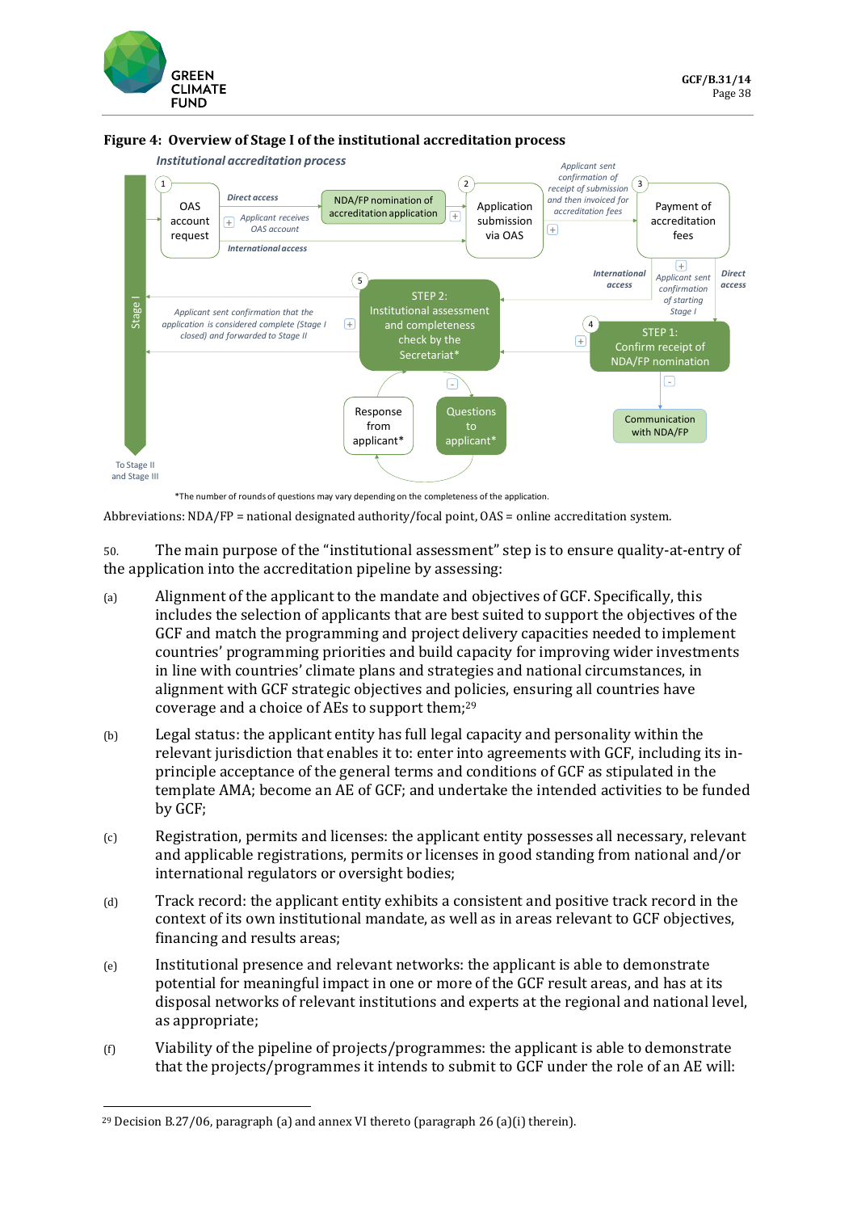**Figure 4: Overview of Stage I of the institutional accreditation process**

*Institutional accreditation process*

Stage I

1 OAS account request

*Direct access*

*Applicant receives OAS account*

*International access*

NDA/FP nomination of accreditation application

2 Application submission via OAS

*Applicant sent confirmation of receipt of submission and then invoiced for accreditation fees*

3 Payment of accreditation fees

*International access*

*Applicant sent confirmation of starting Stage I*

*Direct access*

4 STEP 1: Confirm receipt of NDA/FP nomination

Communication with NDA/FP

5 STEP 2: Institutional assessment and completeness check by the Secretariat*

*Applicant sent confirmation that the application is considered complete (Stage I closed) and forwarded to Stage II*

Response from applicant*

Questions to applicant*

To Stage II and Stage III

*The number of rounds of questions may vary depending on the completeness of the application.

Abbreviations: NDA/FP = national designated authority/focal point, OAS = online accreditation system.

50. The main purpose of the "institutional assessment" step is to ensure quality-at-entry of the application into the accreditation pipeline by assessing:

(a) Alignment of the applicant to the mandate and objectives of GCF. Specifically, this includes the selection of applicants that are best suited to support the objectives of the GCF and match the programming and project delivery capacities needed to implement countries' programming priorities and build capacity for improving wider investments in line with countries' climate plans and strategies and national circumstances, in alignment with GCF strategic objectives and policies, ensuring all countries have coverage and a choice of AEs to support them;[29]

(b) Legal status: the applicant entity has full legal capacity and personality within the relevant jurisdiction that enables it to: enter into agreements with GCF, including its in-principle acceptance of the general terms and conditions of GCF as stipulated in the template AMA; become an AE of GCF; and undertake the intended activities to be funded by GCF;

(c) Registration, permits and licenses: the applicant entity possesses all necessary, relevant and applicable registrations, permits or licenses in good standing from national and/or international regulators or oversight bodies;

(d) Track record: the applicant entity exhibits a consistent and positive track record in the context of its own institutional mandate, as well as in areas relevant to GCF objectives, financing and results areas;

(e) Institutional presence and relevant networks: the applicant is able to demonstrate potential for meaningful impact in one or more of the GCF result areas, and has at its disposal networks of relevant institutions and experts at the regional and national level, as appropriate;

(f) Viability of the pipeline of projects/programmes: the applicant is able to demonstrate that the projects/programmes it intends to submit to GCF under the role of an AE will:

[29] Decision B.27/06, paragraph (a) and annex VI thereto (paragraph 26 (a)(i) therein).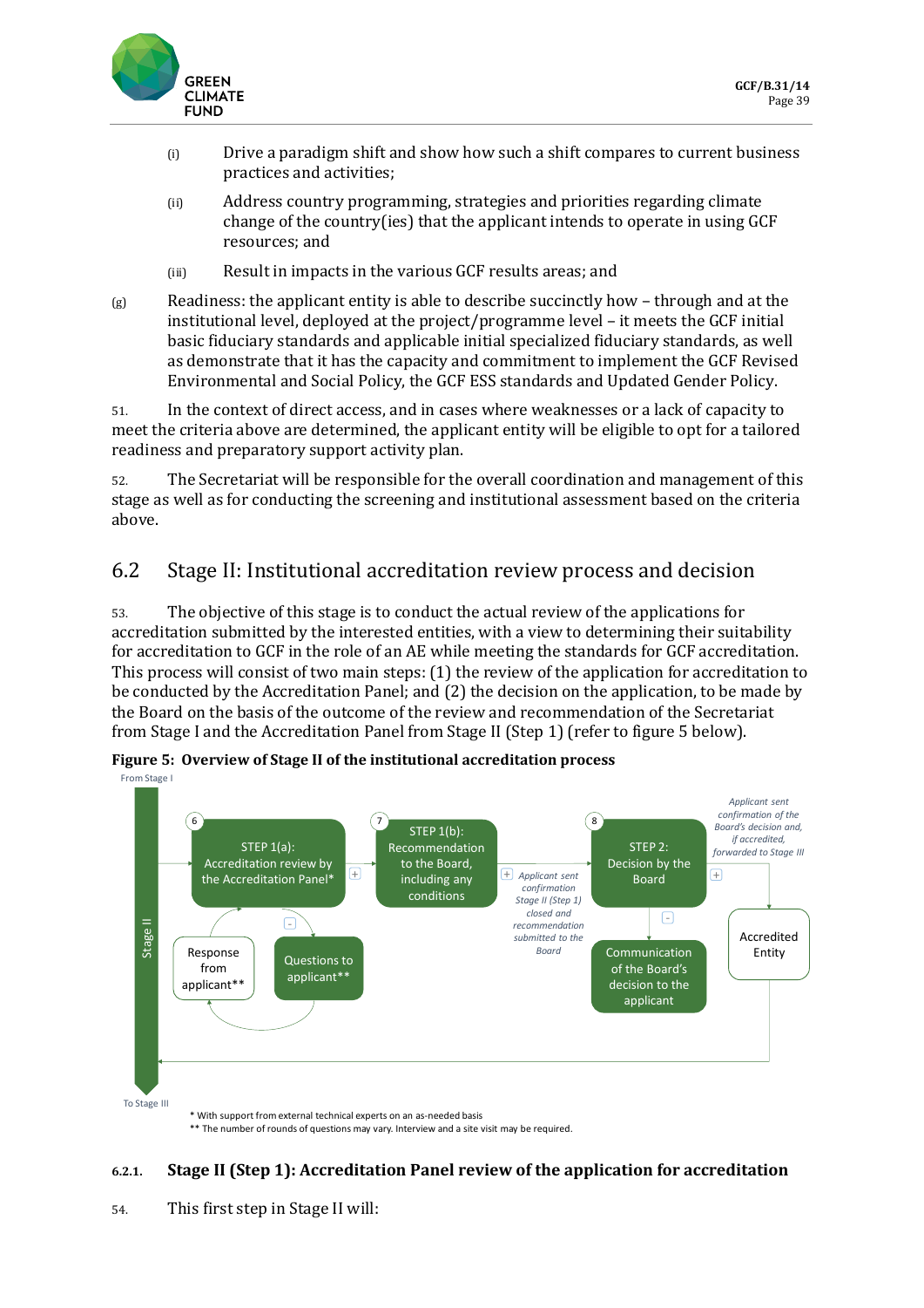(i) Drive a paradigm shift and show how such a shift compares to current business practices and activities;

(ii) Address country programming, strategies and priorities regarding climate change of the country(ies) that the applicant intends to operate in using GCF resources; and

(iii) Result in impacts in the various GCF results areas; and

(g) Readiness: the applicant entity is able to describe succinctly how – through and at the institutional level, deployed at the project/programme level – it meets the GCF initial basic fiduciary standards and applicable initial specialized fiduciary standards, as well as demonstrate that it has the capacity and commitment to implement the GCF Revised Environmental and Social Policy, the GCF ESS standards and Updated Gender Policy.

51. In the context of direct access, and in cases where weaknesses or a lack of capacity to meet the criteria above are determined, the applicant entity will be eligible to opt for a tailored readiness and preparatory support activity plan.

52. The Secretariat will be responsible for the overall coordination and management of this stage as well as for conducting the screening and institutional assessment based on the criteria above.

## 6.2 Stage II: Institutional accreditation review process and decision

53. The objective of this stage is to conduct the actual review of the applications for accreditation submitted by the interested entities, with a view to determining their suitability for accreditation to GCF in the role of an AE while meeting the standards for GCF accreditation. This process will consist of two main steps: (1) the review of the application for accreditation to be conducted by the Accreditation Panel; and (2) the decision on the application, to be made by the Board on the basis of the outcome of the review and recommendation of the Secretariat from Stage I and the Accreditation Panel from Stage II (Step 1) (refer to figure 5 below).

**Figure 5: Overview of Stage II of the institutional accreditation process**

From Stage I

Stage II

6 STEP 1(a): Accreditation review by the Accreditation Panel*

Questions to applicant**

Response from applicant**

7 STEP 1(b): Recommendation to the Board, including any conditions

Applicant sent confirmation Stage II (Step 1) closed and recommendation submitted to the Board

8 STEP 2: Decision by the Board

Communication of the Board's decision to the applicant

Applicant sent confirmation of the Board's decision and, if accredited, forwarded to Stage III

Accredited Entity

To Stage III

\* With support from external technical experts on an as-needed basis
\*\* The number of rounds of questions may vary. Interview and a site visit may be required.

#### 6.2.1. Stage II (Step 1): Accreditation Panel review of the application for accreditation

54. This first step in Stage II will: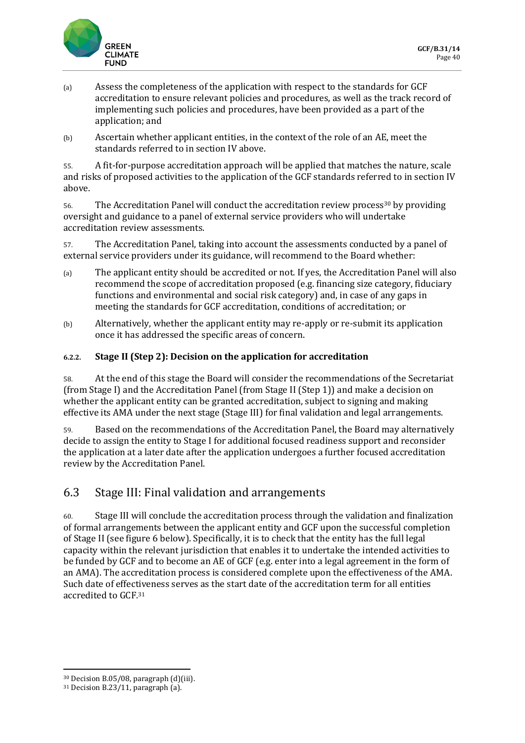(a) Assess the completeness of the application with respect to the standards for GCF accreditation to ensure relevant policies and procedures, as well as the track record of implementing such policies and procedures, have been provided as a part of the application; and

(b) Ascertain whether applicant entities, in the context of the role of an AE, meet the standards referred to in section IV above.

55. A fit-for-purpose accreditation approach will be applied that matches the nature, scale and risks of proposed activities to the application of the GCF standards referred to in section IV above.

56. The Accreditation Panel will conduct the accreditation review process[30] by providing oversight and guidance to a panel of external service providers who will undertake accreditation review assessments.

57. The Accreditation Panel, taking into account the assessments conducted by a panel of external service providers under its guidance, will recommend to the Board whether:

(a) The applicant entity should be accredited or not. If yes, the Accreditation Panel will also recommend the scope of accreditation proposed (e.g. financing size category, fiduciary functions and environmental and social risk category) and, in case of any gaps in meeting the standards for GCF accreditation, conditions of accreditation; or

(b) Alternatively, whether the applicant entity may re-apply or re-submit its application once it has addressed the specific areas of concern.

#### 6.2.2. Stage II (Step 2): Decision on the application for accreditation

58. At the end of this stage the Board will consider the recommendations of the Secretariat (from Stage I) and the Accreditation Panel (from Stage II (Step 1)) and make a decision on whether the applicant entity can be granted accreditation, subject to signing and making effective its AMA under the next stage (Stage III) for final validation and legal arrangements.

59. Based on the recommendations of the Accreditation Panel, the Board may alternatively decide to assign the entity to Stage I for additional focused readiness support and reconsider the application at a later date after the application undergoes a further focused accreditation review by the Accreditation Panel.

## 6.3 Stage III: Final validation and arrangements

60. Stage III will conclude the accreditation process through the validation and finalization of formal arrangements between the applicant entity and GCF upon the successful completion of Stage II (see figure 6 below). Specifically, it is to check that the entity has the full legal capacity within the relevant jurisdiction that enables it to undertake the intended activities to be funded by GCF and to become an AE of GCF (e.g. enter into a legal agreement in the form of an AMA). The accreditation process is considered complete upon the effectiveness of the AMA. Such date of effectiveness serves as the start date of the accreditation term for all entities accredited to GCF.[31]

---

[30] Decision B.05/08, paragraph (d)(iii).

[31] Decision B.23/11, paragraph (a).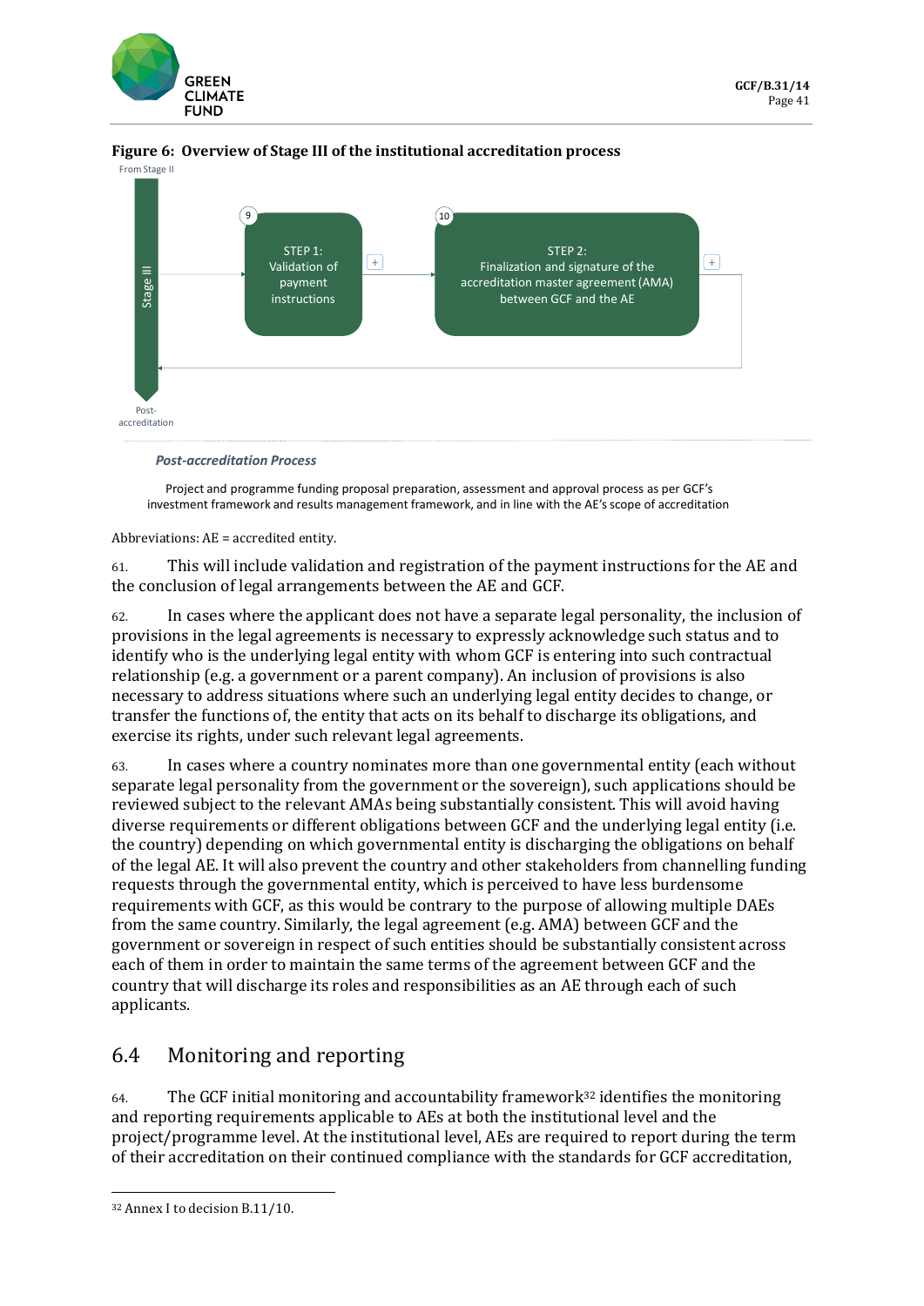**Figure 6: Overview of Stage III of the institutional accreditation process**

From Stage II

Stage III

9 — STEP 1: Validation of payment instructions

10 — STEP 2: Finalization and signature of the accreditation master agreement (AMA) between GCF and the AE

Post-accreditation

*Post-accreditation Process*

Project and programme funding proposal preparation, assessment and approval process as per GCF's investment framework and results management framework, and in line with the AE's scope of accreditation

Abbreviations: AE = accredited entity.

61. This will include validation and registration of the payment instructions for the AE and the conclusion of legal arrangements between the AE and GCF.

62. In cases where the applicant does not have a separate legal personality, the inclusion of provisions in the legal agreements is necessary to expressly acknowledge such status and to identify who is the underlying legal entity with whom GCF is entering into such contractual relationship (e.g. a government or a parent company). An inclusion of provisions is also necessary to address situations where such an underlying legal entity decides to change, or transfer the functions of, the entity that acts on its behalf to discharge its obligations, and exercise its rights, under such relevant legal agreements.

63. In cases where a country nominates more than one governmental entity (each without separate legal personality from the government or the sovereign), such applications should be reviewed subject to the relevant AMAs being substantially consistent. This will avoid having diverse requirements or different obligations between GCF and the underlying legal entity (i.e. the country) depending on which governmental entity is discharging the obligations on behalf of the legal AE. It will also prevent the country and other stakeholders from channelling funding requests through the governmental entity, which is perceived to have less burdensome requirements with GCF, as this would be contrary to the purpose of allowing multiple DAEs from the same country. Similarly, the legal agreement (e.g. AMA) between GCF and the government or sovereign in respect of such entities should be substantially consistent across each of them in order to maintain the same terms of the agreement between GCF and the country that will discharge its roles and responsibilities as an AE through each of such applicants.

## 6.4 Monitoring and reporting

64. The GCF initial monitoring and accountability framework[32] identifies the monitoring and reporting requirements applicable to AEs at both the institutional level and the project/programme level. At the institutional level, AEs are required to report during the term of their accreditation on their continued compliance with the standards for GCF accreditation,

[32] Annex I to decision B.11/10.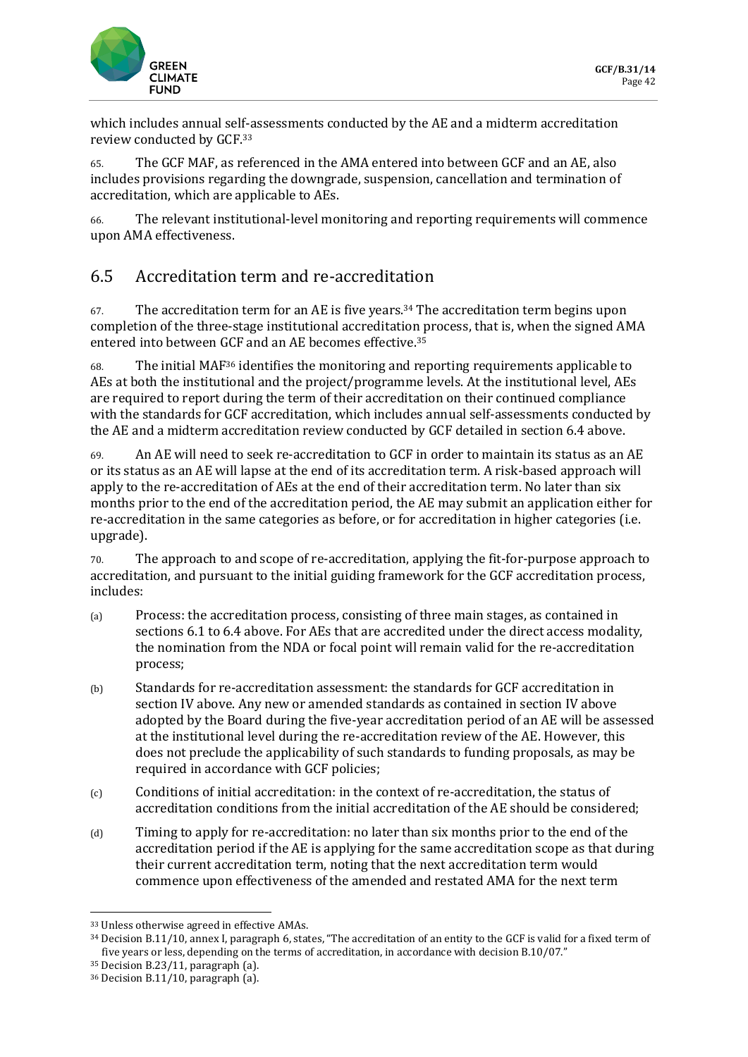which includes annual self-assessments conducted by the AE and a midterm accreditation review conducted by GCF.[33]

65. The GCF MAF, as referenced in the AMA entered into between GCF and an AE, also includes provisions regarding the downgrade, suspension, cancellation and termination of accreditation, which are applicable to AEs.

66. The relevant institutional-level monitoring and reporting requirements will commence upon AMA effectiveness.

## 6.5 Accreditation term and re-accreditation

67. The accreditation term for an AE is five years.[34] The accreditation term begins upon completion of the three-stage institutional accreditation process, that is, when the signed AMA entered into between GCF and an AE becomes effective.[35]

68. The initial MAF[36] identifies the monitoring and reporting requirements applicable to AEs at both the institutional and the project/programme levels. At the institutional level, AEs are required to report during the term of their accreditation on their continued compliance with the standards for GCF accreditation, which includes annual self-assessments conducted by the AE and a midterm accreditation review conducted by GCF detailed in section 6.4 above.

69. An AE will need to seek re-accreditation to GCF in order to maintain its status as an AE or its status as an AE will lapse at the end of its accreditation term. A risk-based approach will apply to the re-accreditation of AEs at the end of their accreditation term. No later than six months prior to the end of the accreditation period, the AE may submit an application either for re-accreditation in the same categories as before, or for accreditation in higher categories (i.e. upgrade).

70. The approach to and scope of re-accreditation, applying the fit-for-purpose approach to accreditation, and pursuant to the initial guiding framework for the GCF accreditation process, includes:

(a) Process: the accreditation process, consisting of three main stages, as contained in sections 6.1 to 6.4 above. For AEs that are accredited under the direct access modality, the nomination from the NDA or focal point will remain valid for the re-accreditation process;

(b) Standards for re-accreditation assessment: the standards for GCF accreditation in section IV above. Any new or amended standards as contained in section IV above adopted by the Board during the five-year accreditation period of an AE will be assessed at the institutional level during the re-accreditation review of the AE. However, this does not preclude the applicability of such standards to funding proposals, as may be required in accordance with GCF policies;

(c) Conditions of initial accreditation: in the context of re-accreditation, the status of accreditation conditions from the initial accreditation of the AE should be considered;

(d) Timing to apply for re-accreditation: no later than six months prior to the end of the accreditation period if the AE is applying for the same accreditation scope as that during their current accreditation term, noting that the next accreditation term would commence upon effectiveness of the amended and restated AMA for the next term

---

[33] Unless otherwise agreed in effective AMAs.

[34] Decision B.11/10, annex I, paragraph 6, states, "The accreditation of an entity to the GCF is valid for a fixed term of five years or less, depending on the terms of accreditation, in accordance with decision B.10/07."

[35] Decision B.23/11, paragraph (a).

[36] Decision B.11/10, paragraph (a).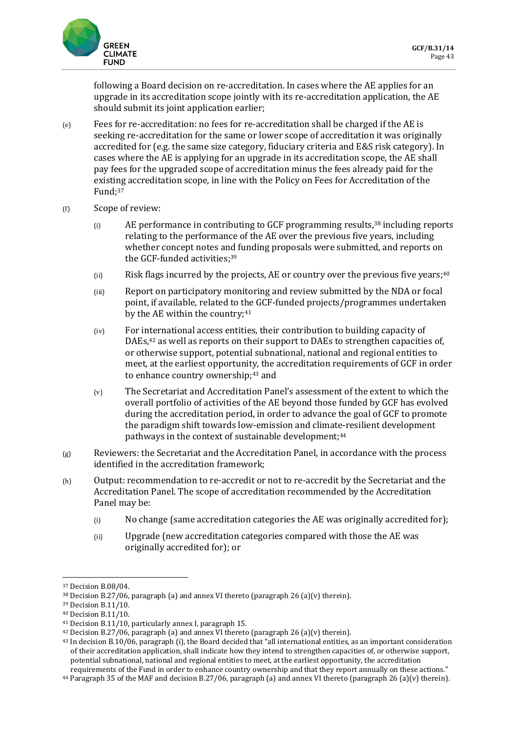following a Board decision on re-accreditation. In cases where the AE applies for an upgrade in its accreditation scope jointly with its re-accreditation application, the AE should submit its joint application earlier;

(e) Fees for re-accreditation: no fees for re-accreditation shall be charged if the AE is seeking re-accreditation for the same or lower scope of accreditation it was originally accredited for (e.g. the same size category, fiduciary criteria and E&S risk category). In cases where the AE is applying for an upgrade in its accreditation scope, the AE shall pay fees for the upgraded scope of accreditation minus the fees already paid for the existing accreditation scope, in line with the Policy on Fees for Accreditation of the Fund;[37]

(f) Scope of review:

   (i) AE performance in contributing to GCF programming results,[38] including reports relating to the performance of the AE over the previous five years, including whether concept notes and funding proposals were submitted, and reports on the GCF-funded activities;[39]

   (ii) Risk flags incurred by the projects, AE or country over the previous five years;[40]

   (iii) Report on participatory monitoring and review submitted by the NDA or focal point, if available, related to the GCF-funded projects/programmes undertaken by the AE within the country;[41]

   (iv) For international access entities, their contribution to building capacity of DAEs,[42] as well as reports on their support to DAEs to strengthen capacities of, or otherwise support, potential subnational, national and regional entities to meet, at the earliest opportunity, the accreditation requirements of GCF in order to enhance country ownership;[43] and

   (v) The Secretariat and Accreditation Panel's assessment of the extent to which the overall portfolio of activities of the AE beyond those funded by GCF has evolved during the accreditation period, in order to advance the goal of GCF to promote the paradigm shift towards low-emission and climate-resilient development pathways in the context of sustainable development;[44]

(g) Reviewers: the Secretariat and the Accreditation Panel, in accordance with the process identified in the accreditation framework;

(h) Output: recommendation to re-accredit or not to re-accredit by the Secretariat and the Accreditation Panel. The scope of accreditation recommended by the Accreditation Panel may be:

   (i) No change (same accreditation categories the AE was originally accredited for);

   (ii) Upgrade (new accreditation categories compared with those the AE was originally accredited for); or

---

[37] Decision B.08/04.

[38] Decision B.27/06, paragraph (a) and annex VI thereto (paragraph 26 (a)(v) therein).

[39] Decision B.11/10.

[40] Decision B.11/10.

[41] Decision B.11/10, particularly annex I, paragraph 15.

[42] Decision B.27/06, paragraph (a) and annex VI thereto (paragraph 26 (a)(v) therein).

[43] In decision B.10/06, paragraph (i), the Board decided that "all international entities, as an important consideration of their accreditation application, shall indicate how they intend to strengthen capacities of, or otherwise support, potential subnational, national and regional entities to meet, at the earliest opportunity, the accreditation requirements of the Fund in order to enhance country ownership and that they report annually on these actions."

[44] Paragraph 35 of the MAF and decision B.27/06, paragraph (a) and annex VI thereto (paragraph 26 (a)(v) therein).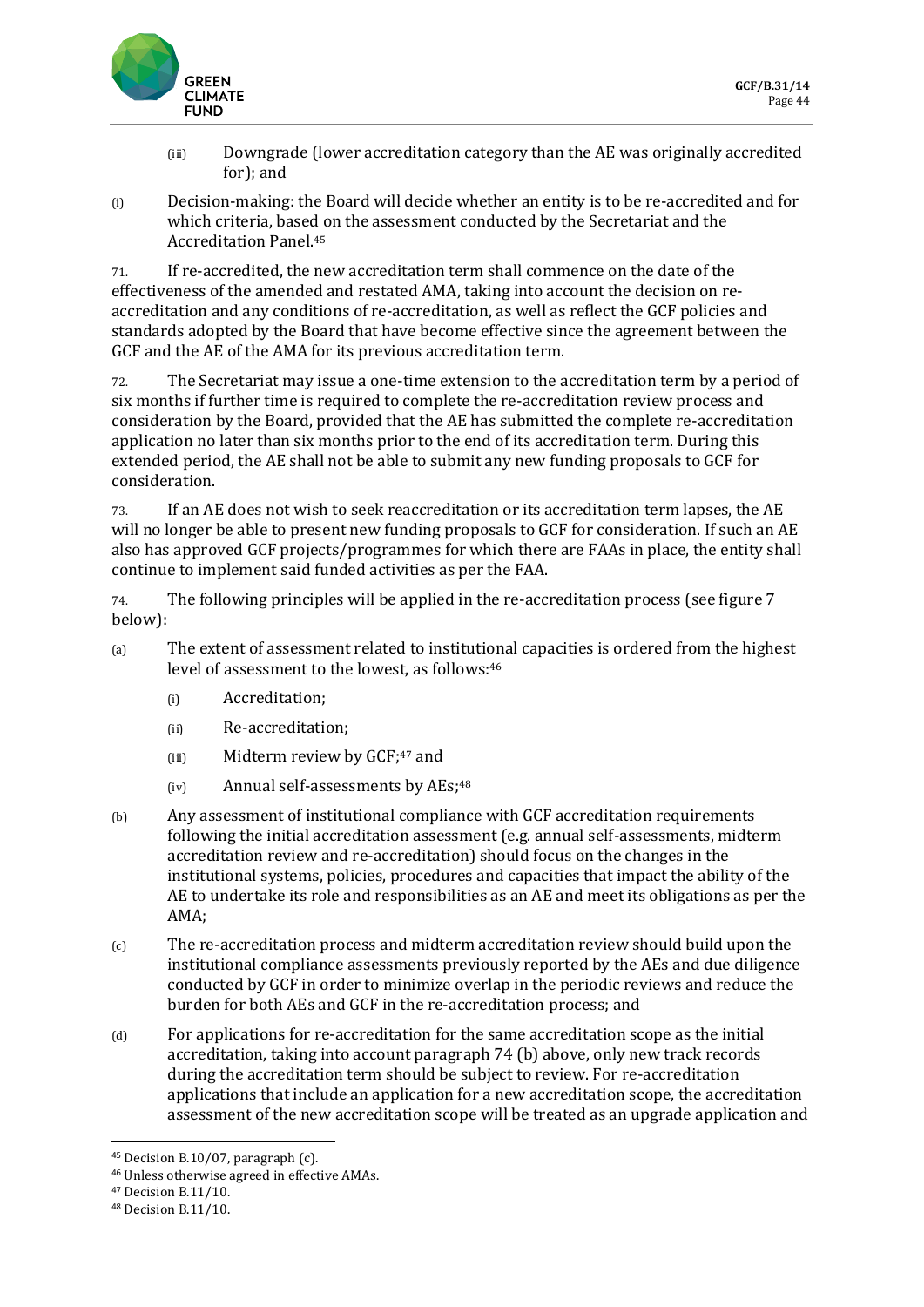(iii) Downgrade (lower accreditation category than the AE was originally accredited for); and

(i) Decision-making: the Board will decide whether an entity is to be re-accredited and for which criteria, based on the assessment conducted by the Secretariat and the Accreditation Panel.[45]

71. If re-accredited, the new accreditation term shall commence on the date of the effectiveness of the amended and restated AMA, taking into account the decision on re-accreditation and any conditions of re-accreditation, as well as reflect the GCF policies and standards adopted by the Board that have become effective since the agreement between the GCF and the AE of the AMA for its previous accreditation term.

72. The Secretariat may issue a one-time extension to the accreditation term by a period of six months if further time is required to complete the re-accreditation review process and consideration by the Board, provided that the AE has submitted the complete re-accreditation application no later than six months prior to the end of its accreditation term. During this extended period, the AE shall not be able to submit any new funding proposals to GCF for consideration.

73. If an AE does not wish to seek reaccreditation or its accreditation term lapses, the AE will no longer be able to present new funding proposals to GCF for consideration. If such an AE also has approved GCF projects/programmes for which there are FAAs in place, the entity shall continue to implement said funded activities as per the FAA.

74. The following principles will be applied in the re-accreditation process (see figure 7 below):

(a) The extent of assessment related to institutional capacities is ordered from the highest level of assessment to the lowest, as follows:[46]

(i) Accreditation;

(ii) Re-accreditation;

(iii) Midterm review by GCF;[47] and

(iv) Annual self-assessments by AEs;[48]

(b) Any assessment of institutional compliance with GCF accreditation requirements following the initial accreditation assessment (e.g. annual self-assessments, midterm accreditation review and re-accreditation) should focus on the changes in the institutional systems, policies, procedures and capacities that impact the ability of the AE to undertake its role and responsibilities as an AE and meet its obligations as per the AMA;

(c) The re-accreditation process and midterm accreditation review should build upon the institutional compliance assessments previously reported by the AEs and due diligence conducted by GCF in order to minimize overlap in the periodic reviews and reduce the burden for both AEs and GCF in the re-accreditation process; and

(d) For applications for re-accreditation for the same accreditation scope as the initial accreditation, taking into account paragraph 74 (b) above, only new track records during the accreditation term should be subject to review. For re-accreditation applications that include an application for a new accreditation scope, the accreditation assessment of the new accreditation scope will be treated as an upgrade application and

---

[45] Decision B.10/07, paragraph (c).

[46] Unless otherwise agreed in effective AMAs.

[47] Decision B.11/10.

[48] Decision B.11/10.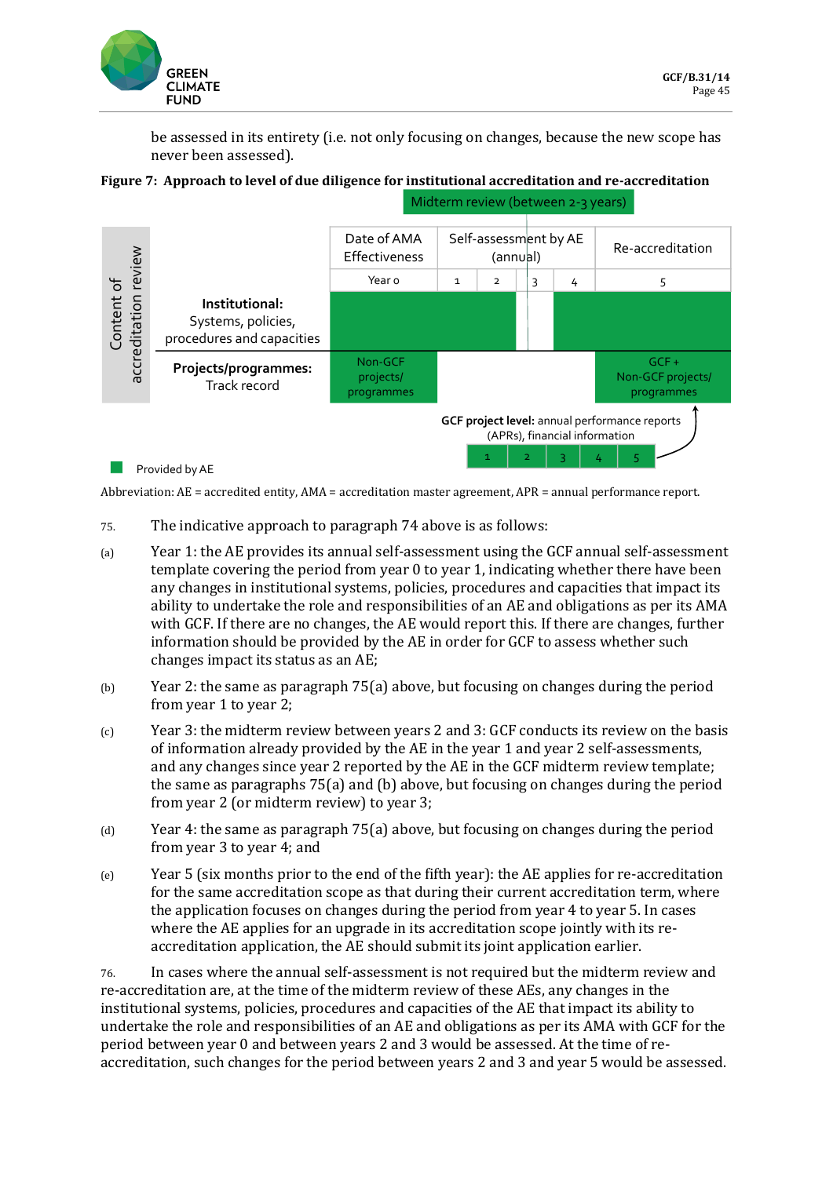be assessed in its entirety (i.e. not only focusing on changes, because the new scope has never been assessed).

**Figure 7: Approach to level of due diligence for institutional accreditation and re-accreditation**

| Content of accreditation review | Date of AMA Effectiveness | Self-assessment by AE (annual) | | | | Re-accreditation |
|---|---|---|---|---|---|---|
| | Year 0 | 1 | 2 | 3 | 4 | 5 |
| **Institutional:** Systems, policies, procedures and capacities | Provided by AE | Provided by AE | Provided by AE | | Provided by AE | Provided by AE |
| **Projects/programmes:** Track record | Non-GCF projects/ programmes | | | | | GCF + Non-GCF projects/ programmes |

Midterm review (between 2-3 years)

**GCF project level:** annual performance reports (APRs), financial information: 1 | 2 | 3 | 4 | 5

Provided by AE

Abbreviation: AE = accredited entity, AMA = accreditation master agreement, APR = annual performance report.

75. The indicative approach to paragraph 74 above is as follows:

(a) Year 1: the AE provides its annual self-assessment using the GCF annual self-assessment template covering the period from year 0 to year 1, indicating whether there have been any changes in institutional systems, policies, procedures and capacities that impact its ability to undertake the role and responsibilities of an AE and obligations as per its AMA with GCF. If there are no changes, the AE would report this. If there are changes, further information should be provided by the AE in order for GCF to assess whether such changes impact its status as an AE;

(b) Year 2: the same as paragraph 75(a) above, but focusing on changes during the period from year 1 to year 2;

(c) Year 3: the midterm review between years 2 and 3: GCF conducts its review on the basis of information already provided by the AE in the year 1 and year 2 self-assessments, and any changes since year 2 reported by the AE in the GCF midterm review template; the same as paragraphs 75(a) and (b) above, but focusing on changes during the period from year 2 (or midterm review) to year 3;

(d) Year 4: the same as paragraph 75(a) above, but focusing on changes during the period from year 3 to year 4; and

(e) Year 5 (six months prior to the end of the fifth year): the AE applies for re-accreditation for the same accreditation scope as that during their current accreditation term, where the application focuses on changes during the period from year 4 to year 5. In cases where the AE applies for an upgrade in its accreditation scope jointly with its re-accreditation application, the AE should submit its joint application earlier.

76. In cases where the annual self-assessment is not required but the midterm review and re-accreditation are, at the time of the midterm review of these AEs, any changes in the institutional systems, policies, procedures and capacities of the AE that impact its ability to undertake the role and responsibilities of an AE and obligations as per its AMA with GCF for the period between year 0 and between years 2 and 3 would be assessed. At the time of re-accreditation, such changes for the period between years 2 and 3 and year 5 would be assessed.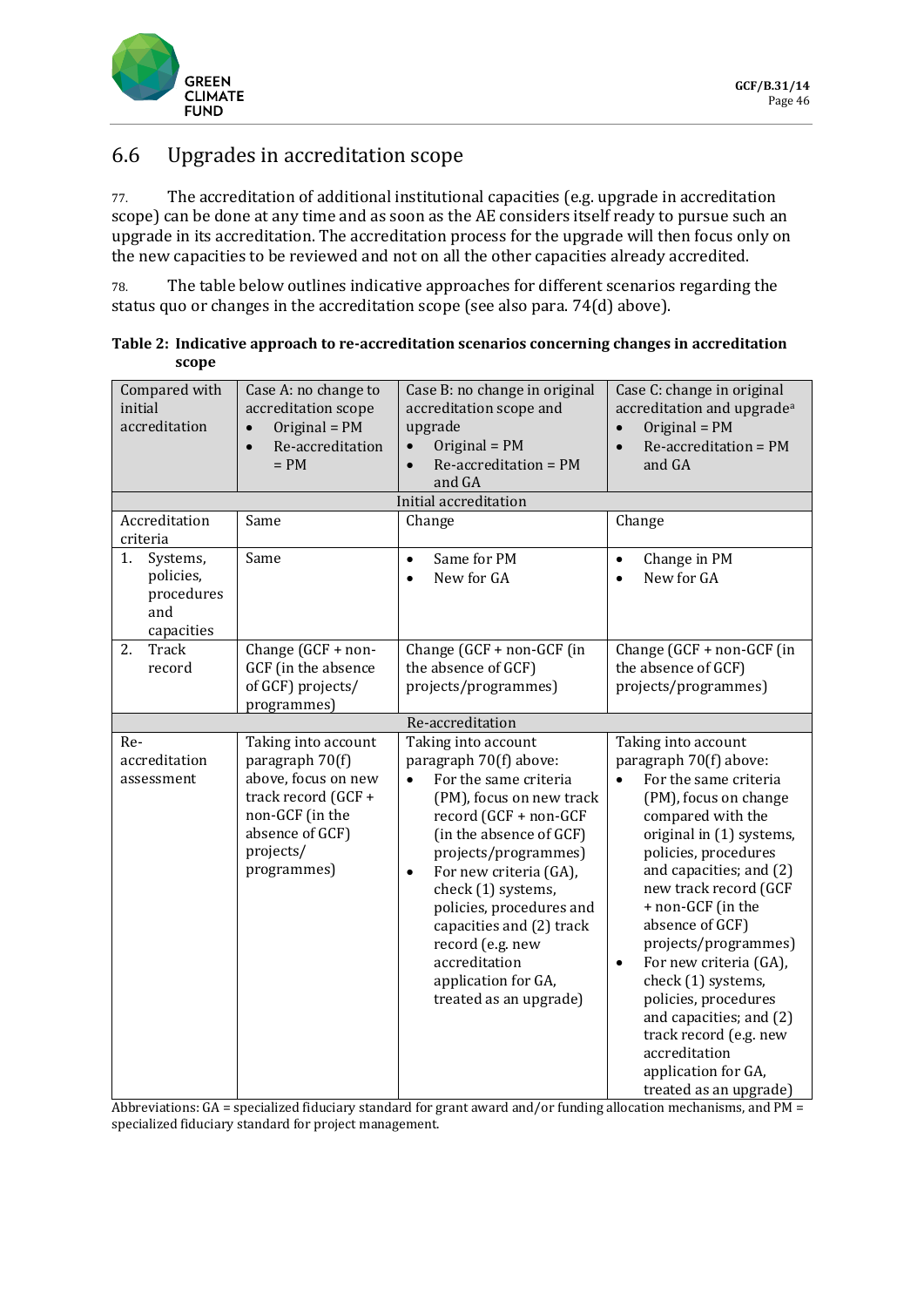## 6.6 Upgrades in accreditation scope

77. The accreditation of additional institutional capacities (e.g. upgrade in accreditation scope) can be done at any time and as soon as the AE considers itself ready to pursue such an upgrade in its accreditation. The accreditation process for the upgrade will then focus only on the new capacities to be reviewed and not on all the other capacities already accredited.

78. The table below outlines indicative approaches for different scenarios regarding the status quo or changes in the accreditation scope (see also para. 74(d) above).

**Table 2: Indicative approach to re-accreditation scenarios concerning changes in accreditation scope**

| Compared with initial accreditation | Case A: no change to accreditation scope<br>• Original = PM<br>• Re-accreditation = PM | Case B: no change in original accreditation scope and upgrade<br>• Original = PM<br>• Re-accreditation = PM and GA | Case C: change in original accreditation and upgrade[a]<br>• Original = PM<br>• Re-accreditation = PM and GA |
|---|---|---|---|
| **Initial accreditation** | | | |
| Accreditation criteria | Same | Change | Change |
| 1. Systems, policies, procedures and capacities | Same | • Same for PM<br>• New for GA | • Change in PM<br>• New for GA |
| 2. Track record | Change (GCF + non-GCF (in the absence of GCF) projects/ programmes) | Change (GCF + non-GCF (in the absence of GCF) projects/programmes) | Change (GCF + non-GCF (in the absence of GCF) projects/programmes) |
| **Re-accreditation** | | | |
| Re-accreditation assessment | Taking into account paragraph 70(f) above, focus on new track record (GCF + non-GCF (in the absence of GCF) projects/ programmes) | Taking into account paragraph 70(f) above:<br>• For the same criteria (PM), focus on new track record (GCF + non-GCF (in the absence of GCF) projects/programmes)<br>• For new criteria (GA), check (1) systems, policies, procedures and capacities and (2) track record (e.g. new accreditation application for GA, treated as an upgrade) | Taking into account paragraph 70(f) above:<br>• For the same criteria (PM), focus on change compared with the original in (1) systems, policies, procedures and capacities; and (2) new track record (GCF + non-GCF (in the absence of GCF) projects/programmes)<br>• For new criteria (GA), check (1) systems, policies, procedures and capacities; and (2) track record (e.g. new accreditation application for GA, treated as an upgrade) |

Abbreviations: GA = specialized fiduciary standard for grant award and/or funding allocation mechanisms, and PM = specialized fiduciary standard for project management.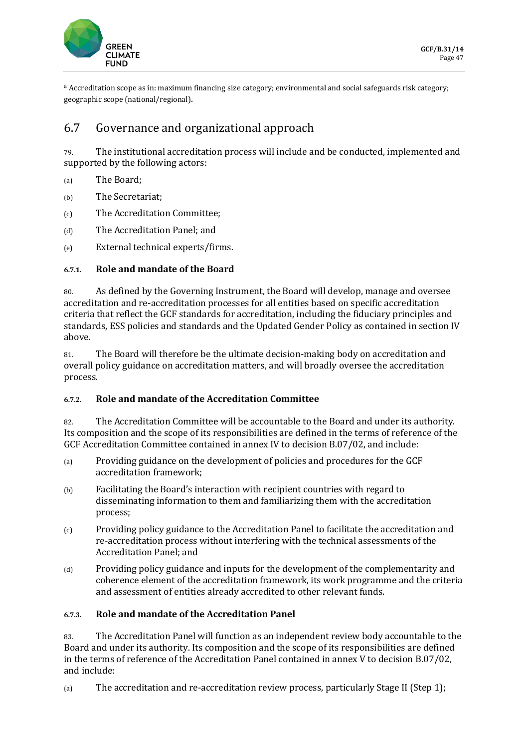[a] Accreditation scope as in: maximum financing size category; environmental and social safeguards risk category; geographic scope (national/regional).

## 6.7 Governance and organizational approach

79. The institutional accreditation process will include and be conducted, implemented and supported by the following actors:

(a) The Board;

(b) The Secretariat;

(c) The Accreditation Committee;

(d) The Accreditation Panel; and

(e) External technical experts/firms.

### 6.7.1. Role and mandate of the Board

80. As defined by the Governing Instrument, the Board will develop, manage and oversee accreditation and re-accreditation processes for all entities based on specific accreditation criteria that reflect the GCF standards for accreditation, including the fiduciary principles and standards, ESS policies and standards and the Updated Gender Policy as contained in section IV above.

81. The Board will therefore be the ultimate decision-making body on accreditation and overall policy guidance on accreditation matters, and will broadly oversee the accreditation process.

### 6.7.2. Role and mandate of the Accreditation Committee

82. The Accreditation Committee will be accountable to the Board and under its authority. Its composition and the scope of its responsibilities are defined in the terms of reference of the GCF Accreditation Committee contained in annex IV to decision B.07/02, and include:

(a) Providing guidance on the development of policies and procedures for the GCF accreditation framework;

(b) Facilitating the Board's interaction with recipient countries with regard to disseminating information to them and familiarizing them with the accreditation process;

(c) Providing policy guidance to the Accreditation Panel to facilitate the accreditation and re-accreditation process without interfering with the technical assessments of the Accreditation Panel; and

(d) Providing policy guidance and inputs for the development of the complementarity and coherence element of the accreditation framework, its work programme and the criteria and assessment of entities already accredited to other relevant funds.

### 6.7.3. Role and mandate of the Accreditation Panel

83. The Accreditation Panel will function as an independent review body accountable to the Board and under its authority. Its composition and the scope of its responsibilities are defined in the terms of reference of the Accreditation Panel contained in annex V to decision B.07/02, and include:

(a) The accreditation and re-accreditation review process, particularly Stage II (Step 1);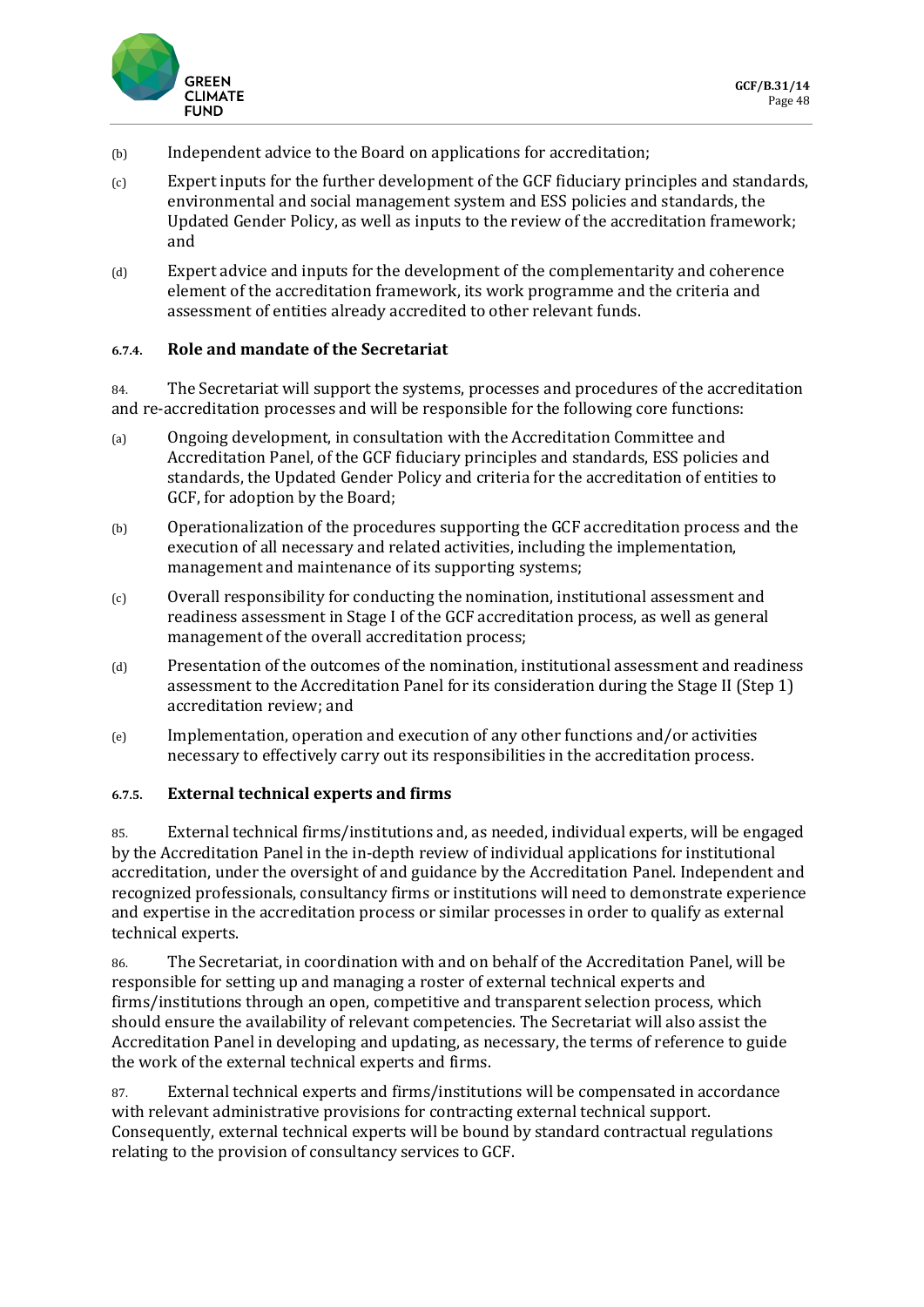(b) Independent advice to the Board on applications for accreditation;

(c) Expert inputs for the further development of the GCF fiduciary principles and standards, environmental and social management system and ESS policies and standards, the Updated Gender Policy, as well as inputs to the review of the accreditation framework; and

(d) Expert advice and inputs for the development of the complementarity and coherence element of the accreditation framework, its work programme and the criteria and assessment of entities already accredited to other relevant funds.

#### 6.7.4. Role and mandate of the Secretariat

84. The Secretariat will support the systems, processes and procedures of the accreditation and re-accreditation processes and will be responsible for the following core functions:

(a) Ongoing development, in consultation with the Accreditation Committee and Accreditation Panel, of the GCF fiduciary principles and standards, ESS policies and standards, the Updated Gender Policy and criteria for the accreditation of entities to GCF, for adoption by the Board;

(b) Operationalization of the procedures supporting the GCF accreditation process and the execution of all necessary and related activities, including the implementation, management and maintenance of its supporting systems;

(c) Overall responsibility for conducting the nomination, institutional assessment and readiness assessment in Stage I of the GCF accreditation process, as well as general management of the overall accreditation process;

(d) Presentation of the outcomes of the nomination, institutional assessment and readiness assessment to the Accreditation Panel for its consideration during the Stage II (Step 1) accreditation review; and

(e) Implementation, operation and execution of any other functions and/or activities necessary to effectively carry out its responsibilities in the accreditation process.

#### 6.7.5. External technical experts and firms

85. External technical firms/institutions and, as needed, individual experts, will be engaged by the Accreditation Panel in the in-depth review of individual applications for institutional accreditation, under the oversight of and guidance by the Accreditation Panel. Independent and recognized professionals, consultancy firms or institutions will need to demonstrate experience and expertise in the accreditation process or similar processes in order to qualify as external technical experts.

86. The Secretariat, in coordination with and on behalf of the Accreditation Panel, will be responsible for setting up and managing a roster of external technical experts and firms/institutions through an open, competitive and transparent selection process, which should ensure the availability of relevant competencies. The Secretariat will also assist the Accreditation Panel in developing and updating, as necessary, the terms of reference to guide the work of the external technical experts and firms.

87. External technical experts and firms/institutions will be compensated in accordance with relevant administrative provisions for contracting external technical support. Consequently, external technical experts will be bound by standard contractual regulations relating to the provision of consultancy services to GCF.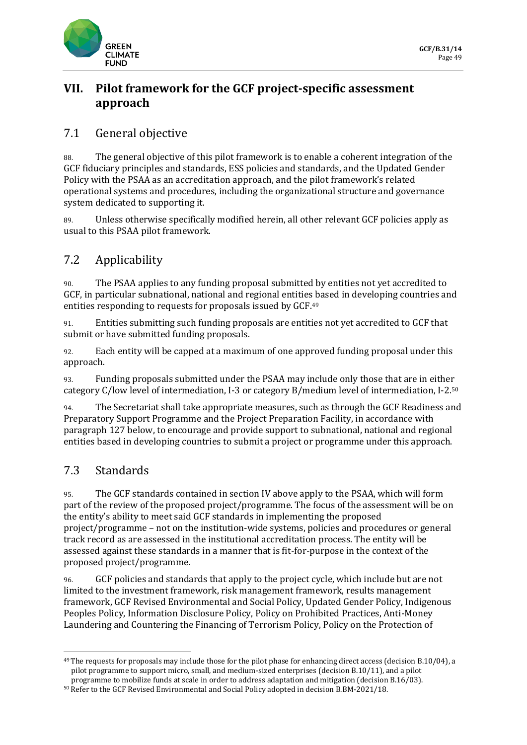## VII. Pilot framework for the GCF project-specific assessment approach

### 7.1 General objective

88. The general objective of this pilot framework is to enable a coherent integration of the GCF fiduciary principles and standards, ESS policies and standards, and the Updated Gender Policy with the PSAA as an accreditation approach, and the pilot framework's related operational systems and procedures, including the organizational structure and governance system dedicated to supporting it.

89. Unless otherwise specifically modified herein, all other relevant GCF policies apply as usual to this PSAA pilot framework.

### 7.2 Applicability

90. The PSAA applies to any funding proposal submitted by entities not yet accredited to GCF, in particular subnational, national and regional entities based in developing countries and entities responding to requests for proposals issued by GCF.[49]

91. Entities submitting such funding proposals are entities not yet accredited to GCF that submit or have submitted funding proposals.

92. Each entity will be capped at a maximum of one approved funding proposal under this approach.

93. Funding proposals submitted under the PSAA may include only those that are in either category C/low level of intermediation, I-3 or category B/medium level of intermediation, I-2.[50]

94. The Secretariat shall take appropriate measures, such as through the GCF Readiness and Preparatory Support Programme and the Project Preparation Facility, in accordance with paragraph 127 below, to encourage and provide support to subnational, national and regional entities based in developing countries to submit a project or programme under this approach.

### 7.3 Standards

95. The GCF standards contained in section IV above apply to the PSAA, which will form part of the review of the proposed project/programme. The focus of the assessment will be on the entity's ability to meet said GCF standards in implementing the proposed project/programme – not on the institution-wide systems, policies and procedures or general track record as are assessed in the institutional accreditation process. The entity will be assessed against these standards in a manner that is fit-for-purpose in the context of the proposed project/programme.

96. GCF policies and standards that apply to the project cycle, which include but are not limited to the investment framework, risk management framework, results management framework, GCF Revised Environmental and Social Policy, Updated Gender Policy, Indigenous Peoples Policy, Information Disclosure Policy, Policy on Prohibited Practices, Anti-Money Laundering and Countering the Financing of Terrorism Policy, Policy on the Protection of

---

[49] The requests for proposals may include those for the pilot phase for enhancing direct access (decision B.10/04), a pilot programme to support micro, small, and medium-sized enterprises (decision B.10/11), and a pilot programme to mobilize funds at scale in order to address adaptation and mitigation (decision B.16/03).

[50] Refer to the GCF Revised Environmental and Social Policy adopted in decision B.BM-2021/18.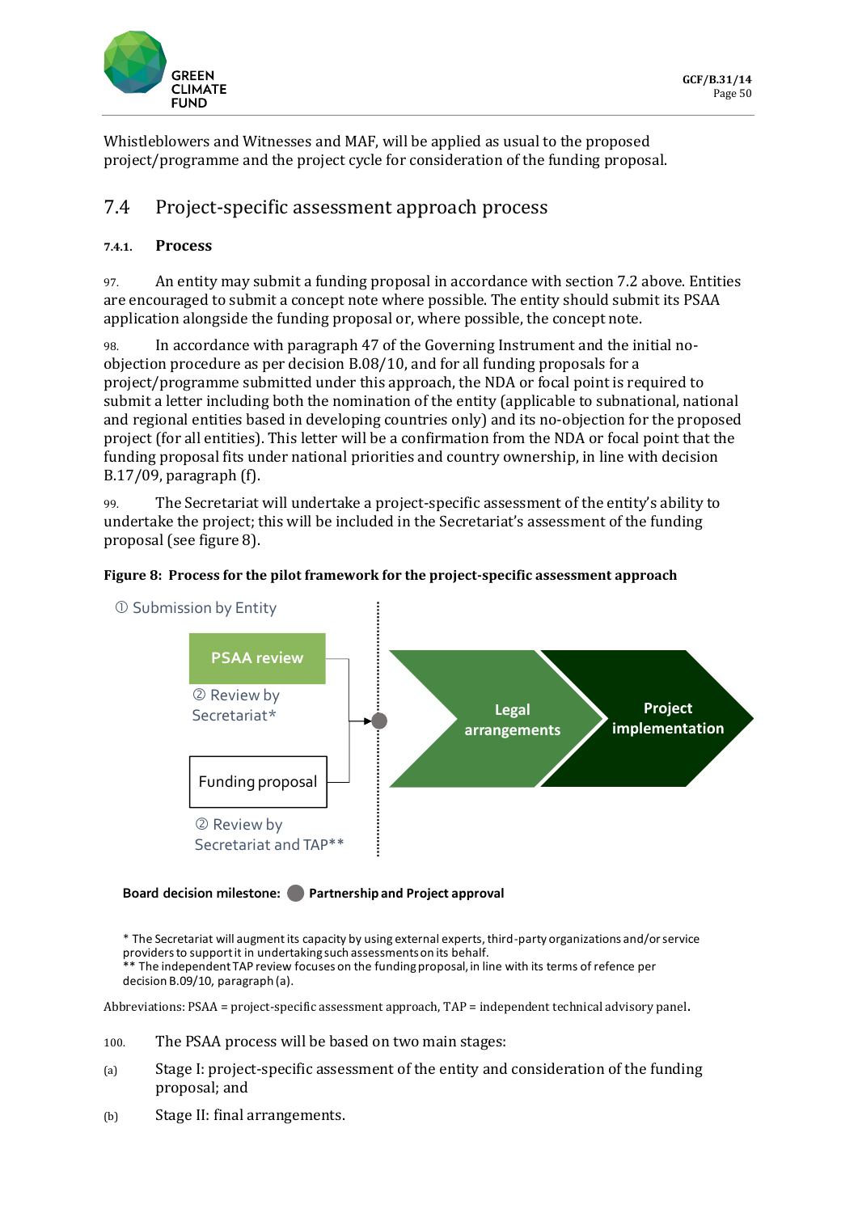Whistleblowers and Witnesses and MAF, will be applied as usual to the proposed project/programme and the project cycle for consideration of the funding proposal.

## 7.4 Project-specific assessment approach process

### 7.4.1. Process

97. An entity may submit a funding proposal in accordance with section 7.2 above. Entities are encouraged to submit a concept note where possible. The entity should submit its PSAA application alongside the funding proposal or, where possible, the concept note.

98. In accordance with paragraph 47 of the Governing Instrument and the initial no-objection procedure as per decision B.08/10, and for all funding proposals for a project/programme submitted under this approach, the NDA or focal point is required to submit a letter including both the nomination of the entity (applicable to subnational, national and regional entities based in developing countries only) and its no-objection for the proposed project (for all entities). This letter will be a confirmation from the NDA or focal point that the funding proposal fits under national priorities and country ownership, in line with decision B.17/09, paragraph (f).

99. The Secretariat will undertake a project-specific assessment of the entity's ability to undertake the project; this will be included in the Secretariat's assessment of the funding proposal (see figure 8).

**Figure 8: Process for the pilot framework for the project-specific assessment approach**

① Submission by Entity

PSAA review
② Review by Secretariat*

Funding proposal
② Review by Secretariat and TAP**

Legal arrangements → Project implementation

**Board decision milestone:** ● **Partnership and Project approval**

\* The Secretariat will augment its capacity by using external experts, third-party organizations and/or service providers to support it in undertaking such assessments on its behalf.
\*\* The independent TAP review focuses on the funding proposal, in line with its terms of refence per decision B.09/10, paragraph (a).

Abbreviations: PSAA = project-specific assessment approach, TAP = independent technical advisory panel.

100. The PSAA process will be based on two main stages:

(a) Stage I: project-specific assessment of the entity and consideration of the funding proposal; and

(b) Stage II: final arrangements.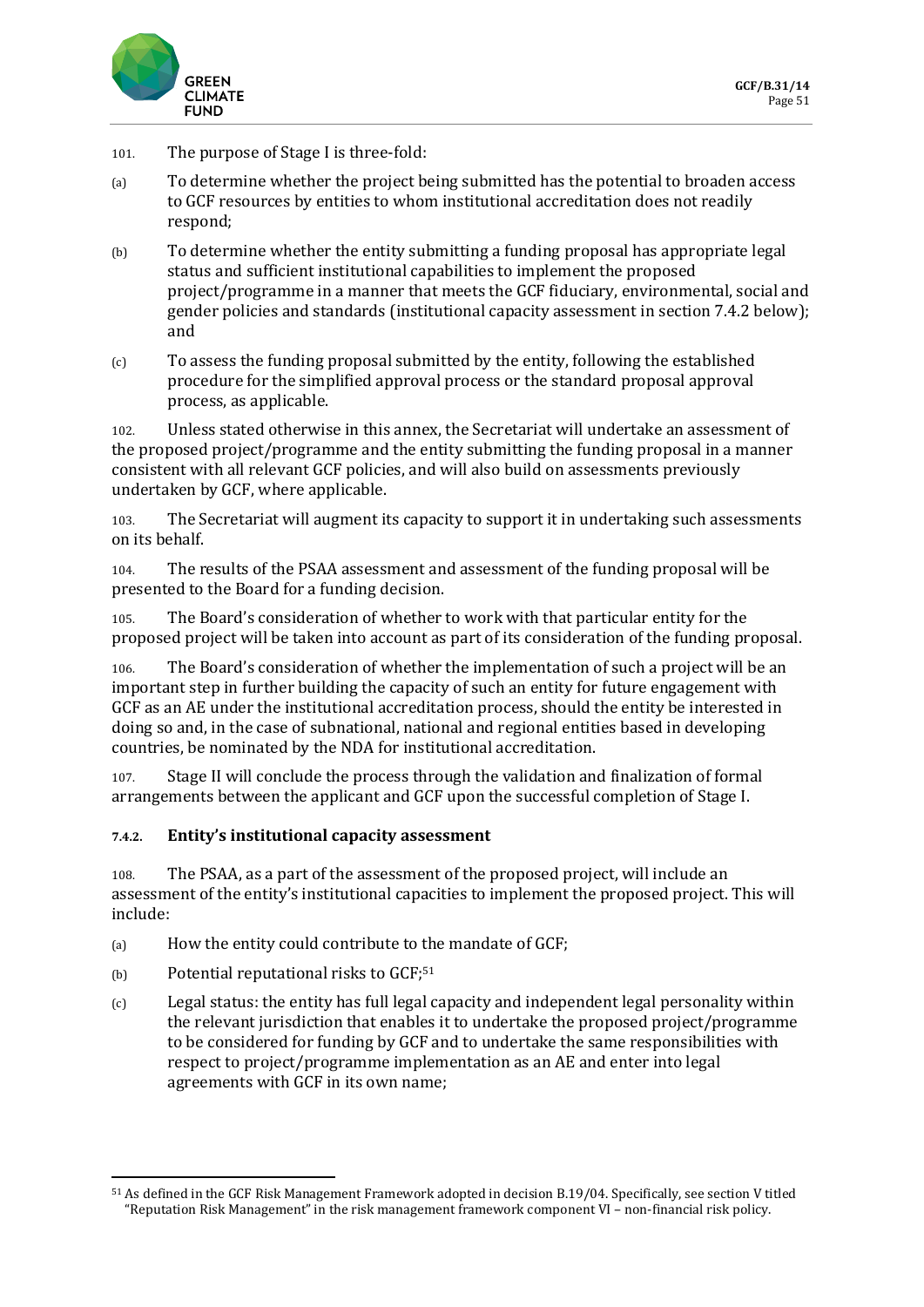101. The purpose of Stage I is three-fold:

(a) To determine whether the project being submitted has the potential to broaden access to GCF resources by entities to whom institutional accreditation does not readily respond;

(b) To determine whether the entity submitting a funding proposal has appropriate legal status and sufficient institutional capabilities to implement the proposed project/programme in a manner that meets the GCF fiduciary, environmental, social and gender policies and standards (institutional capacity assessment in section 7.4.2 below); and

(c) To assess the funding proposal submitted by the entity, following the established procedure for the simplified approval process or the standard proposal approval process, as applicable.

102. Unless stated otherwise in this annex, the Secretariat will undertake an assessment of the proposed project/programme and the entity submitting the funding proposal in a manner consistent with all relevant GCF policies, and will also build on assessments previously undertaken by GCF, where applicable.

103. The Secretariat will augment its capacity to support it in undertaking such assessments on its behalf.

104. The results of the PSAA assessment and assessment of the funding proposal will be presented to the Board for a funding decision.

105. The Board's consideration of whether to work with that particular entity for the proposed project will be taken into account as part of its consideration of the funding proposal.

106. The Board's consideration of whether the implementation of such a project will be an important step in further building the capacity of such an entity for future engagement with GCF as an AE under the institutional accreditation process, should the entity be interested in doing so and, in the case of subnational, national and regional entities based in developing countries, be nominated by the NDA for institutional accreditation.

107. Stage II will conclude the process through the validation and finalization of formal arrangements between the applicant and GCF upon the successful completion of Stage I.

#### 7.4.2. Entity's institutional capacity assessment

108. The PSAA, as a part of the assessment of the proposed project, will include an assessment of the entity's institutional capacities to implement the proposed project. This will include:

(a) How the entity could contribute to the mandate of GCF;

(b) Potential reputational risks to GCF;[51]

(c) Legal status: the entity has full legal capacity and independent legal personality within the relevant jurisdiction that enables it to undertake the proposed project/programme to be considered for funding by GCF and to undertake the same responsibilities with respect to project/programme implementation as an AE and enter into legal agreements with GCF in its own name;

---

[51] As defined in the GCF Risk Management Framework adopted in decision B.19/04. Specifically, see section V titled "Reputation Risk Management" in the risk management framework component VI – non-financial risk policy.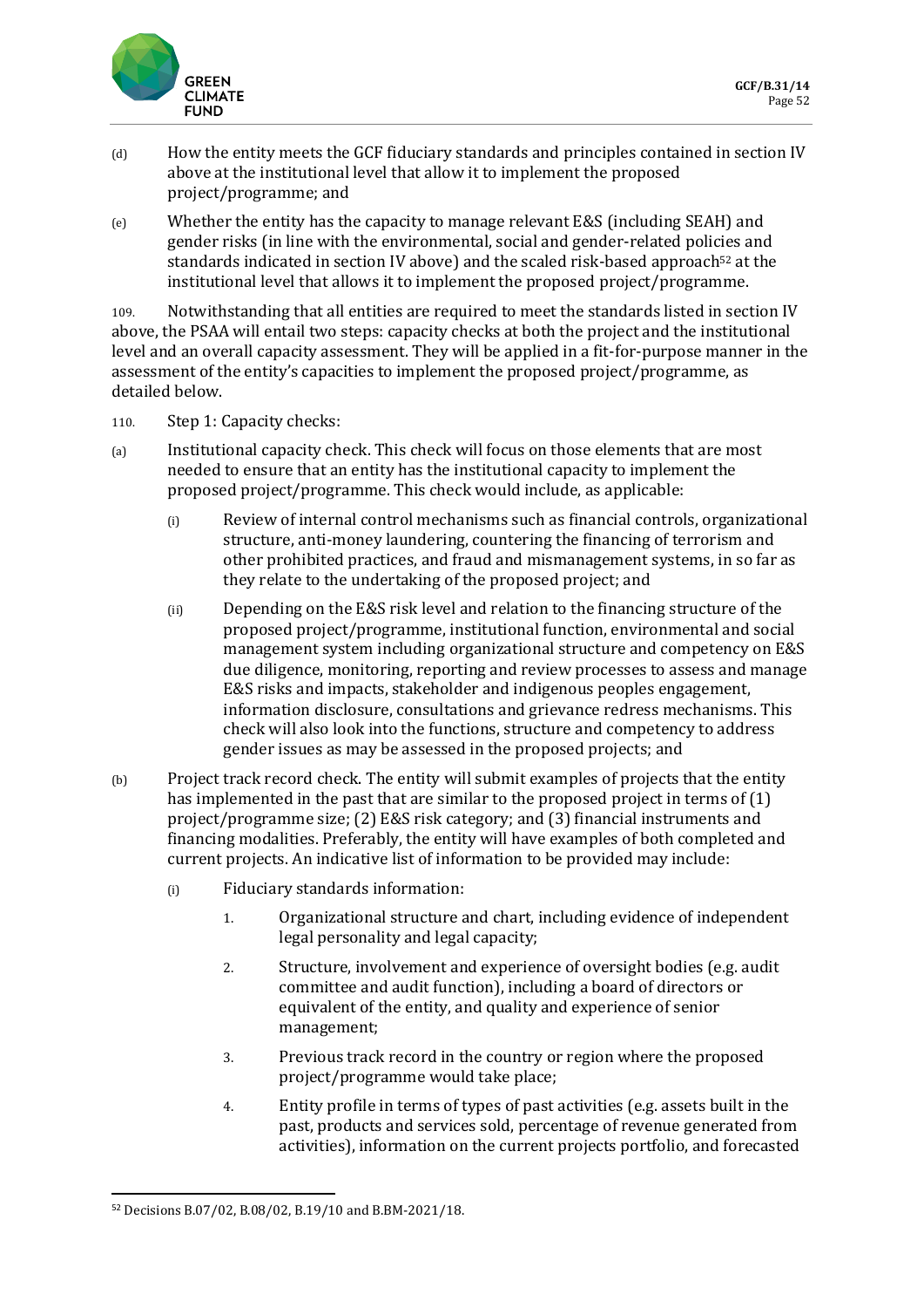(d) How the entity meets the GCF fiduciary standards and principles contained in section IV above at the institutional level that allow it to implement the proposed project/programme; and

(e) Whether the entity has the capacity to manage relevant E&S (including SEAH) and gender risks (in line with the environmental, social and gender-related policies and standards indicated in section IV above) and the scaled risk-based approach[52] at the institutional level that allows it to implement the proposed project/programme.

109. Notwithstanding that all entities are required to meet the standards listed in section IV above, the PSAA will entail two steps: capacity checks at both the project and the institutional level and an overall capacity assessment. They will be applied in a fit-for-purpose manner in the assessment of the entity's capacities to implement the proposed project/programme, as detailed below.

110. Step 1: Capacity checks:

(a) Institutional capacity check. This check will focus on those elements that are most needed to ensure that an entity has the institutional capacity to implement the proposed project/programme. This check would include, as applicable:

  (i) Review of internal control mechanisms such as financial controls, organizational structure, anti-money laundering, countering the financing of terrorism and other prohibited practices, and fraud and mismanagement systems, in so far as they relate to the undertaking of the proposed project; and

  (ii) Depending on the E&S risk level and relation to the financing structure of the proposed project/programme, institutional function, environmental and social management system including organizational structure and competency on E&S due diligence, monitoring, reporting and review processes to assess and manage E&S risks and impacts, stakeholder and indigenous peoples engagement, information disclosure, consultations and grievance redress mechanisms. This check will also look into the functions, structure and competency to address gender issues as may be assessed in the proposed projects; and

(b) Project track record check. The entity will submit examples of projects that the entity has implemented in the past that are similar to the proposed project in terms of (1) project/programme size; (2) E&S risk category; and (3) financial instruments and financing modalities. Preferably, the entity will have examples of both completed and current projects. An indicative list of information to be provided may include:

  (i) Fiduciary standards information:

    1. Organizational structure and chart, including evidence of independent legal personality and legal capacity;

    2. Structure, involvement and experience of oversight bodies (e.g. audit committee and audit function), including a board of directors or equivalent of the entity, and quality and experience of senior management;

    3. Previous track record in the country or region where the proposed project/programme would take place;

    4. Entity profile in terms of types of past activities (e.g. assets built in the past, products and services sold, percentage of revenue generated from activities), information on the current projects portfolio, and forecasted

---

[52] Decisions B.07/02, B.08/02, B.19/10 and B.BM-2021/18.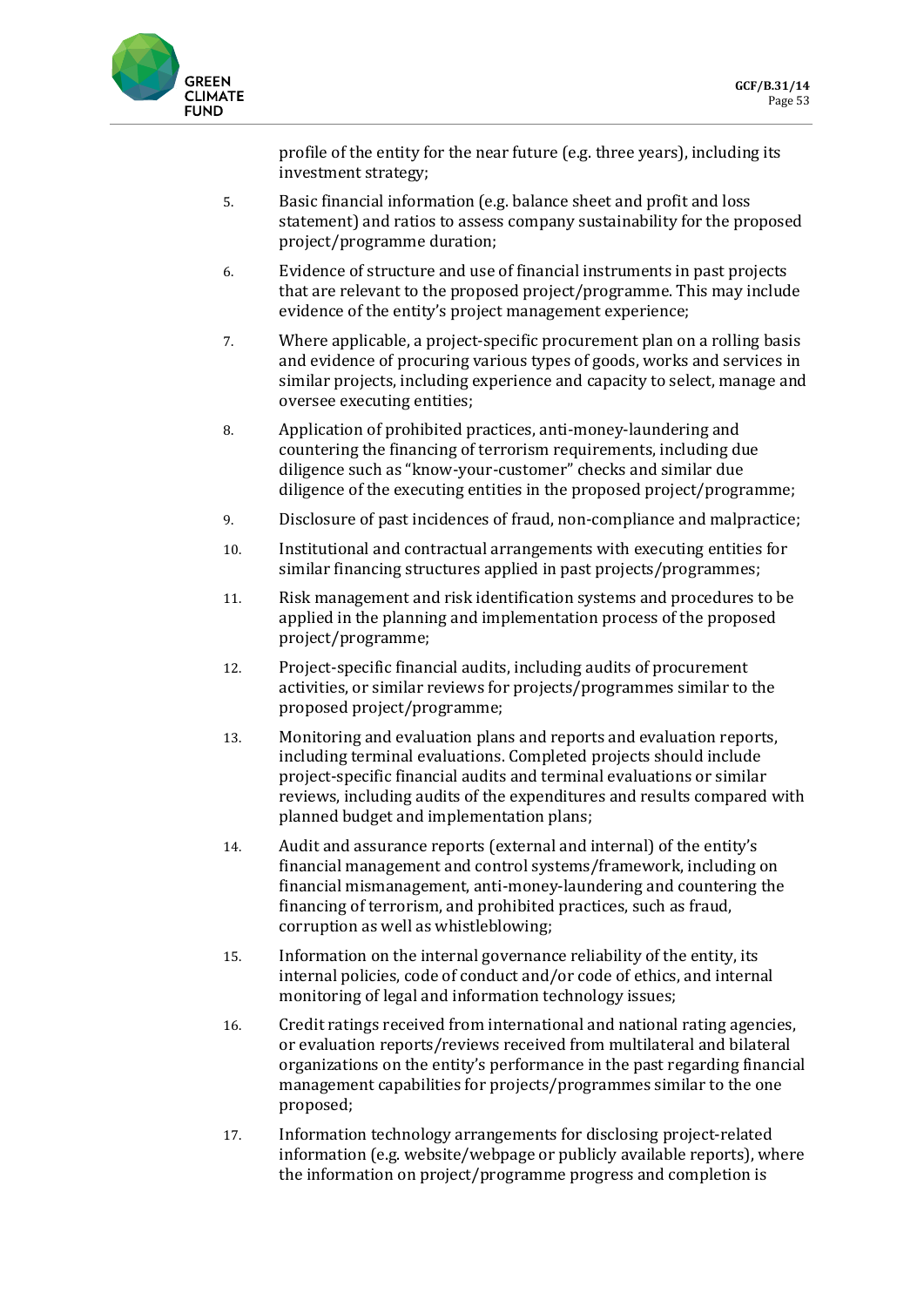profile of the entity for the near future (e.g. three years), including its investment strategy;

5. Basic financial information (e.g. balance sheet and profit and loss statement) and ratios to assess company sustainability for the proposed project/programme duration;

6. Evidence of structure and use of financial instruments in past projects that are relevant to the proposed project/programme. This may include evidence of the entity's project management experience;

7. Where applicable, a project-specific procurement plan on a rolling basis and evidence of procuring various types of goods, works and services in similar projects, including experience and capacity to select, manage and oversee executing entities;

8. Application of prohibited practices, anti-money-laundering and countering the financing of terrorism requirements, including due diligence such as "know-your-customer" checks and similar due diligence of the executing entities in the proposed project/programme;

9. Disclosure of past incidences of fraud, non-compliance and malpractice;

10. Institutional and contractual arrangements with executing entities for similar financing structures applied in past projects/programmes;

11. Risk management and risk identification systems and procedures to be applied in the planning and implementation process of the proposed project/programme;

12. Project-specific financial audits, including audits of procurement activities, or similar reviews for projects/programmes similar to the proposed project/programme;

13. Monitoring and evaluation plans and reports and evaluation reports, including terminal evaluations. Completed projects should include project-specific financial audits and terminal evaluations or similar reviews, including audits of the expenditures and results compared with planned budget and implementation plans;

14. Audit and assurance reports (external and internal) of the entity's financial management and control systems/framework, including on financial mismanagement, anti-money-laundering and countering the financing of terrorism, and prohibited practices, such as fraud, corruption as well as whistleblowing;

15. Information on the internal governance reliability of the entity, its internal policies, code of conduct and/or code of ethics, and internal monitoring of legal and information technology issues;

16. Credit ratings received from international and national rating agencies, or evaluation reports/reviews received from multilateral and bilateral organizations on the entity's performance in the past regarding financial management capabilities for projects/programmes similar to the one proposed;

17. Information technology arrangements for disclosing project-related information (e.g. website/webpage or publicly available reports), where the information on project/programme progress and completion is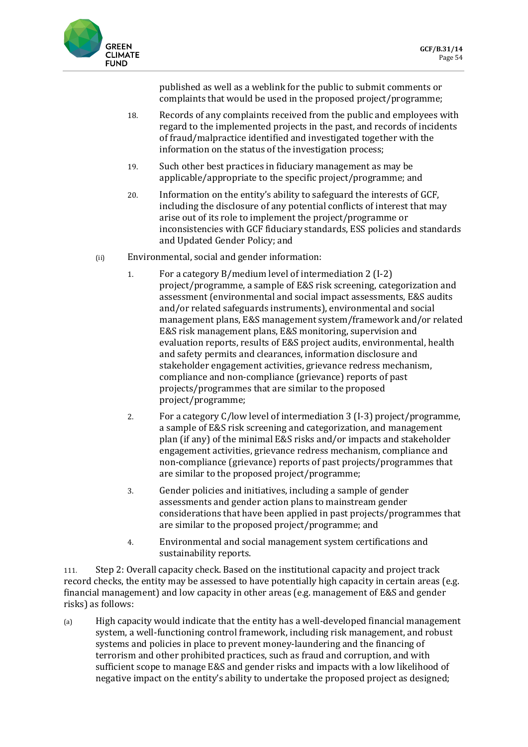published as well as a weblink for the public to submit comments or complaints that would be used in the proposed project/programme;

18. Records of any complaints received from the public and employees with regard to the implemented projects in the past, and records of incidents of fraud/malpractice identified and investigated together with the information on the status of the investigation process;

19. Such other best practices in fiduciary management as may be applicable/appropriate to the specific project/programme; and

20. Information on the entity's ability to safeguard the interests of GCF, including the disclosure of any potential conflicts of interest that may arise out of its role to implement the project/programme or inconsistencies with GCF fiduciary standards, ESS policies and standards and Updated Gender Policy; and

(ii) Environmental, social and gender information:

1. For a category B/medium level of intermediation 2 (I-2) project/programme, a sample of E&S risk screening, categorization and assessment (environmental and social impact assessments, E&S audits and/or related safeguards instruments), environmental and social management plans, E&S management system/framework and/or related E&S risk management plans, E&S monitoring, supervision and evaluation reports, results of E&S project audits, environmental, health and safety permits and clearances, information disclosure and stakeholder engagement activities, grievance redress mechanism, compliance and non-compliance (grievance) reports of past projects/programmes that are similar to the proposed project/programme;

2. For a category C/low level of intermediation 3 (I-3) project/programme, a sample of E&S risk screening and categorization, and management plan (if any) of the minimal E&S risks and/or impacts and stakeholder engagement activities, grievance redress mechanism, compliance and non-compliance (grievance) reports of past projects/programmes that are similar to the proposed project/programme;

3. Gender policies and initiatives, including a sample of gender assessments and gender action plans to mainstream gender considerations that have been applied in past projects/programmes that are similar to the proposed project/programme; and

4. Environmental and social management system certifications and sustainability reports.

111. Step 2: Overall capacity check. Based on the institutional capacity and project track record checks, the entity may be assessed to have potentially high capacity in certain areas (e.g. financial management) and low capacity in other areas (e.g. management of E&S and gender risks) as follows:

(a) High capacity would indicate that the entity has a well-developed financial management system, a well-functioning control framework, including risk management, and robust systems and policies in place to prevent money-laundering and the financing of terrorism and other prohibited practices, such as fraud and corruption, and with sufficient scope to manage E&S and gender risks and impacts with a low likelihood of negative impact on the entity's ability to undertake the proposed project as designed;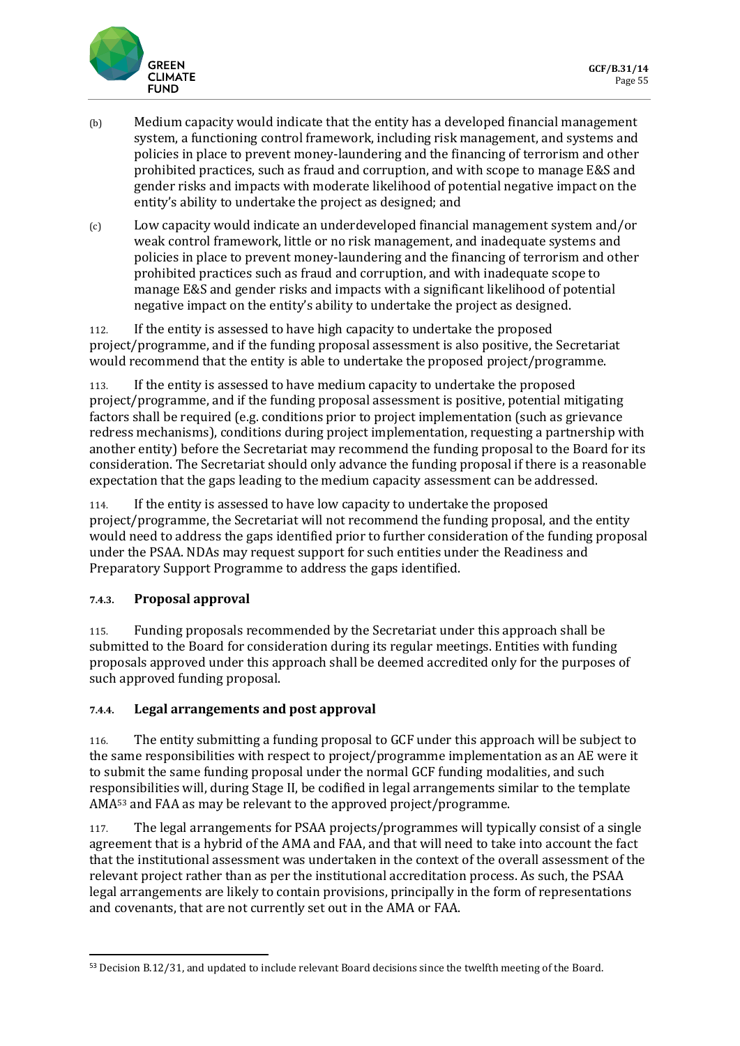(b) Medium capacity would indicate that the entity has a developed financial management system, a functioning control framework, including risk management, and systems and policies in place to prevent money-laundering and the financing of terrorism and other prohibited practices, such as fraud and corruption, and with scope to manage E&S and gender risks and impacts with moderate likelihood of potential negative impact on the entity's ability to undertake the project as designed; and

(c) Low capacity would indicate an underdeveloped financial management system and/or weak control framework, little or no risk management, and inadequate systems and policies in place to prevent money-laundering and the financing of terrorism and other prohibited practices such as fraud and corruption, and with inadequate scope to manage E&S and gender risks and impacts with a significant likelihood of potential negative impact on the entity's ability to undertake the project as designed.

112. If the entity is assessed to have high capacity to undertake the proposed project/programme, and if the funding proposal assessment is also positive, the Secretariat would recommend that the entity is able to undertake the proposed project/programme.

113. If the entity is assessed to have medium capacity to undertake the proposed project/programme, and if the funding proposal assessment is positive, potential mitigating factors shall be required (e.g. conditions prior to project implementation (such as grievance redress mechanisms), conditions during project implementation, requesting a partnership with another entity) before the Secretariat may recommend the funding proposal to the Board for its consideration. The Secretariat should only advance the funding proposal if there is a reasonable expectation that the gaps leading to the medium capacity assessment can be addressed.

114. If the entity is assessed to have low capacity to undertake the proposed project/programme, the Secretariat will not recommend the funding proposal, and the entity would need to address the gaps identified prior to further consideration of the funding proposal under the PSAA. NDAs may request support for such entities under the Readiness and Preparatory Support Programme to address the gaps identified.

### 7.4.3. Proposal approval

115. Funding proposals recommended by the Secretariat under this approach shall be submitted to the Board for consideration during its regular meetings. Entities with funding proposals approved under this approach shall be deemed accredited only for the purposes of such approved funding proposal.

### 7.4.4. Legal arrangements and post approval

116. The entity submitting a funding proposal to GCF under this approach will be subject to the same responsibilities with respect to project/programme implementation as an AE were it to submit the same funding proposal under the normal GCF funding modalities, and such responsibilities will, during Stage II, be codified in legal arrangements similar to the template AMA[53] and FAA as may be relevant to the approved project/programme.

117. The legal arrangements for PSAA projects/programmes will typically consist of a single agreement that is a hybrid of the AMA and FAA, and that will need to take into account the fact that the institutional assessment was undertaken in the context of the overall assessment of the relevant project rather than as per the institutional accreditation process. As such, the PSAA legal arrangements are likely to contain provisions, principally in the form of representations and covenants, that are not currently set out in the AMA or FAA.

---

[53] Decision B.12/31, and updated to include relevant Board decisions since the twelfth meeting of the Board.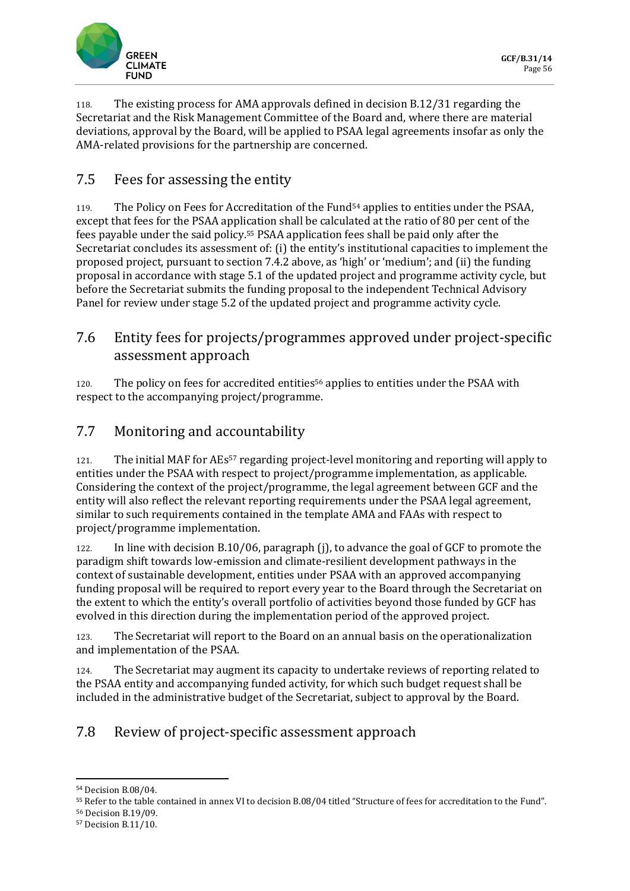118. The existing process for AMA approvals defined in decision B.12/31 regarding the Secretariat and the Risk Management Committee of the Board and, where there are material deviations, approval by the Board, will be applied to PSAA legal agreements insofar as only the AMA-related provisions for the partnership are concerned.

## 7.5 Fees for assessing the entity

119. The Policy on Fees for Accreditation of the Fund[54] applies to entities under the PSAA, except that fees for the PSAA application shall be calculated at the ratio of 80 per cent of the fees payable under the said policy.[55] PSAA application fees shall be paid only after the Secretariat concludes its assessment of: (i) the entity's institutional capacities to implement the proposed project, pursuant to section 7.4.2 above, as 'high' or 'medium'; and (ii) the funding proposal in accordance with stage 5.1 of the updated project and programme activity cycle, but before the Secretariat submits the funding proposal to the independent Technical Advisory Panel for review under stage 5.2 of the updated project and programme activity cycle.

## 7.6 Entity fees for projects/programmes approved under project-specific assessment approach

120. The policy on fees for accredited entities[56] applies to entities under the PSAA with respect to the accompanying project/programme.

## 7.7 Monitoring and accountability

121. The initial MAF for AEs[57] regarding project-level monitoring and reporting will apply to entities under the PSAA with respect to project/programme implementation, as applicable. Considering the context of the project/programme, the legal agreement between GCF and the entity will also reflect the relevant reporting requirements under the PSAA legal agreement, similar to such requirements contained in the template AMA and FAAs with respect to project/programme implementation.

122. In line with decision B.10/06, paragraph (j), to advance the goal of GCF to promote the paradigm shift towards low-emission and climate-resilient development pathways in the context of sustainable development, entities under PSAA with an approved accompanying funding proposal will be required to report every year to the Board through the Secretariat on the extent to which the entity's overall portfolio of activities beyond those funded by GCF has evolved in this direction during the implementation period of the approved project.

123. The Secretariat will report to the Board on an annual basis on the operationalization and implementation of the PSAA.

124. The Secretariat may augment its capacity to undertake reviews of reporting related to the PSAA entity and accompanying funded activity, for which such budget request shall be included in the administrative budget of the Secretariat, subject to approval by the Board.

## 7.8 Review of project-specific assessment approach

---

[54] Decision B.08/04.

[55] Refer to the table contained in annex VI to decision B.08/04 titled "Structure of fees for accreditation to the Fund".

[56] Decision B.19/09.

[57] Decision B.11/10.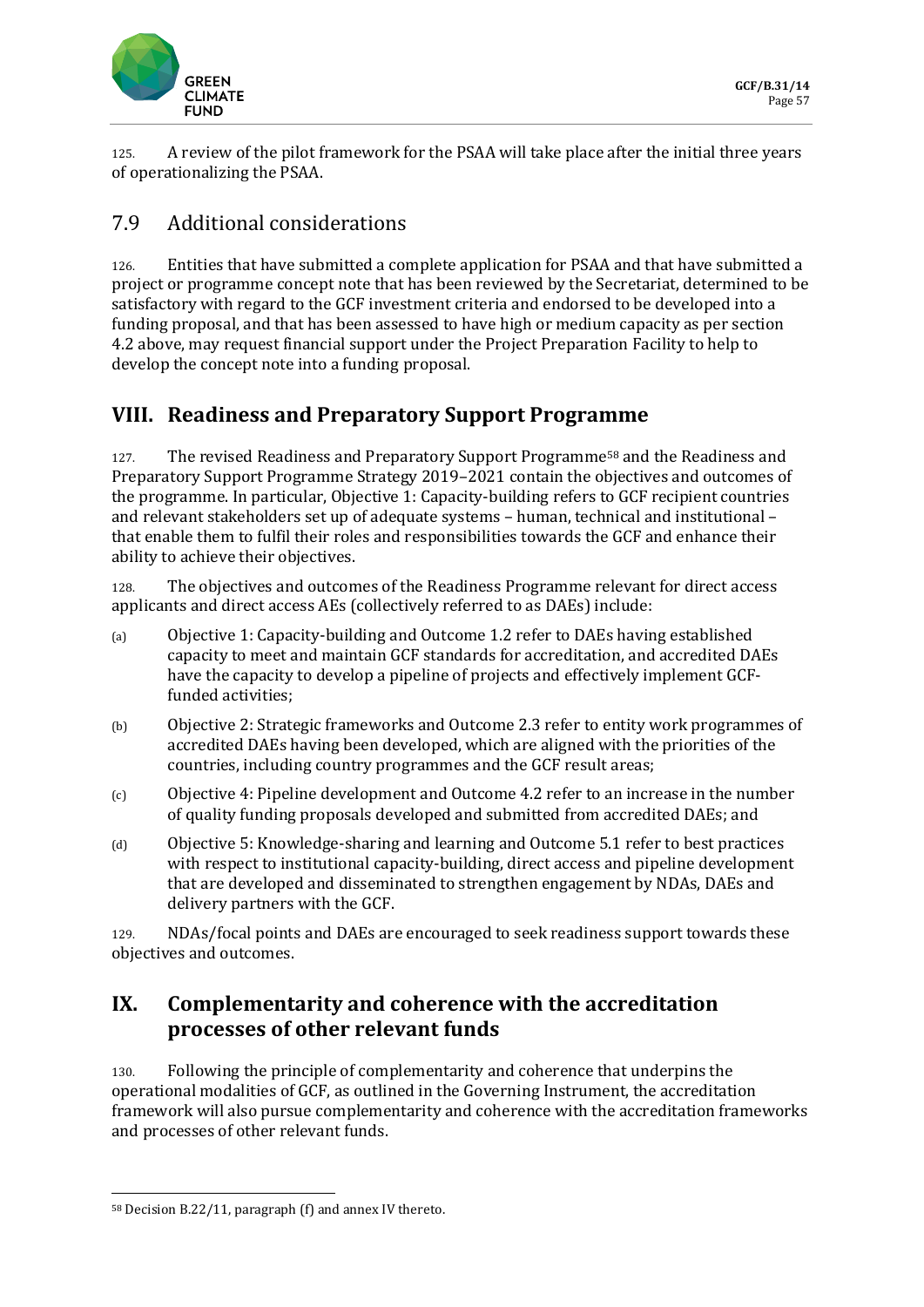125. A review of the pilot framework for the PSAA will take place after the initial three years of operationalizing the PSAA.

## 7.9 Additional considerations

126. Entities that have submitted a complete application for PSAA and that have submitted a project or programme concept note that has been reviewed by the Secretariat, determined to be satisfactory with regard to the GCF investment criteria and endorsed to be developed into a funding proposal, and that has been assessed to have high or medium capacity as per section 4.2 above, may request financial support under the Project Preparation Facility to help to develop the concept note into a funding proposal.

# VIII. Readiness and Preparatory Support Programme

127. The revised Readiness and Preparatory Support Programme[58] and the Readiness and Preparatory Support Programme Strategy 2019–2021 contain the objectives and outcomes of the programme. In particular, Objective 1: Capacity-building refers to GCF recipient countries and relevant stakeholders set up of adequate systems – human, technical and institutional – that enable them to fulfil their roles and responsibilities towards the GCF and enhance their ability to achieve their objectives.

128. The objectives and outcomes of the Readiness Programme relevant for direct access applicants and direct access AEs (collectively referred to as DAEs) include:

(a) Objective 1: Capacity-building and Outcome 1.2 refer to DAEs having established capacity to meet and maintain GCF standards for accreditation, and accredited DAEs have the capacity to develop a pipeline of projects and effectively implement GCF-funded activities;

(b) Objective 2: Strategic frameworks and Outcome 2.3 refer to entity work programmes of accredited DAEs having been developed, which are aligned with the priorities of the countries, including country programmes and the GCF result areas;

(c) Objective 4: Pipeline development and Outcome 4.2 refer to an increase in the number of quality funding proposals developed and submitted from accredited DAEs; and

(d) Objective 5: Knowledge-sharing and learning and Outcome 5.1 refer to best practices with respect to institutional capacity-building, direct access and pipeline development that are developed and disseminated to strengthen engagement by NDAs, DAEs and delivery partners with the GCF.

129. NDAs/focal points and DAEs are encouraged to seek readiness support towards these objectives and outcomes.

# IX. Complementarity and coherence with the accreditation processes of other relevant funds

130. Following the principle of complementarity and coherence that underpins the operational modalities of GCF, as outlined in the Governing Instrument, the accreditation framework will also pursue complementarity and coherence with the accreditation frameworks and processes of other relevant funds.

---

[58] Decision B.22/11, paragraph (f) and annex IV thereto.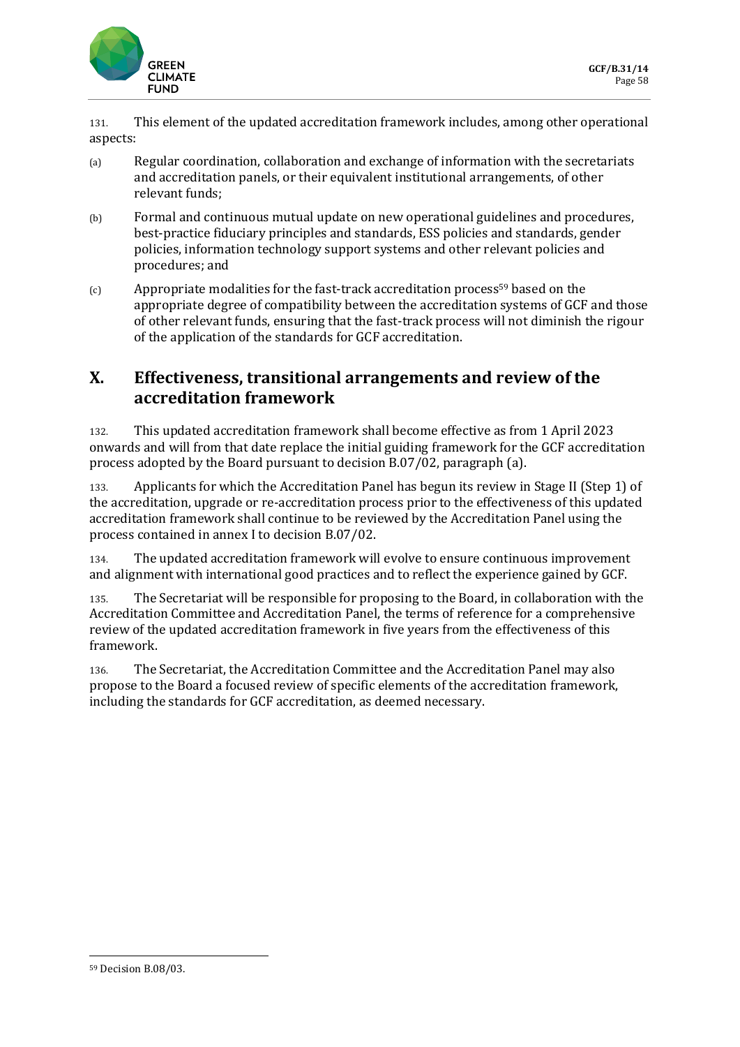131. This element of the updated accreditation framework includes, among other operational aspects:

(a) Regular coordination, collaboration and exchange of information with the secretariats and accreditation panels, or their equivalent institutional arrangements, of other relevant funds;

(b) Formal and continuous mutual update on new operational guidelines and procedures, best-practice fiduciary principles and standards, ESS policies and standards, gender policies, information technology support systems and other relevant policies and procedures; and

(c) Appropriate modalities for the fast-track accreditation process[59] based on the appropriate degree of compatibility between the accreditation systems of GCF and those of other relevant funds, ensuring that the fast-track process will not diminish the rigour of the application of the standards for GCF accreditation.

## X. Effectiveness, transitional arrangements and review of the accreditation framework

132. This updated accreditation framework shall become effective as from 1 April 2023 onwards and will from that date replace the initial guiding framework for the GCF accreditation process adopted by the Board pursuant to decision B.07/02, paragraph (a).

133. Applicants for which the Accreditation Panel has begun its review in Stage II (Step 1) of the accreditation, upgrade or re-accreditation process prior to the effectiveness of this updated accreditation framework shall continue to be reviewed by the Accreditation Panel using the process contained in annex I to decision B.07/02.

134. The updated accreditation framework will evolve to ensure continuous improvement and alignment with international good practices and to reflect the experience gained by GCF.

135. The Secretariat will be responsible for proposing to the Board, in collaboration with the Accreditation Committee and Accreditation Panel, the terms of reference for a comprehensive review of the updated accreditation framework in five years from the effectiveness of this framework.

136. The Secretariat, the Accreditation Committee and the Accreditation Panel may also propose to the Board a focused review of specific elements of the accreditation framework, including the standards for GCF accreditation, as deemed necessary.

[59] Decision B.08/03.